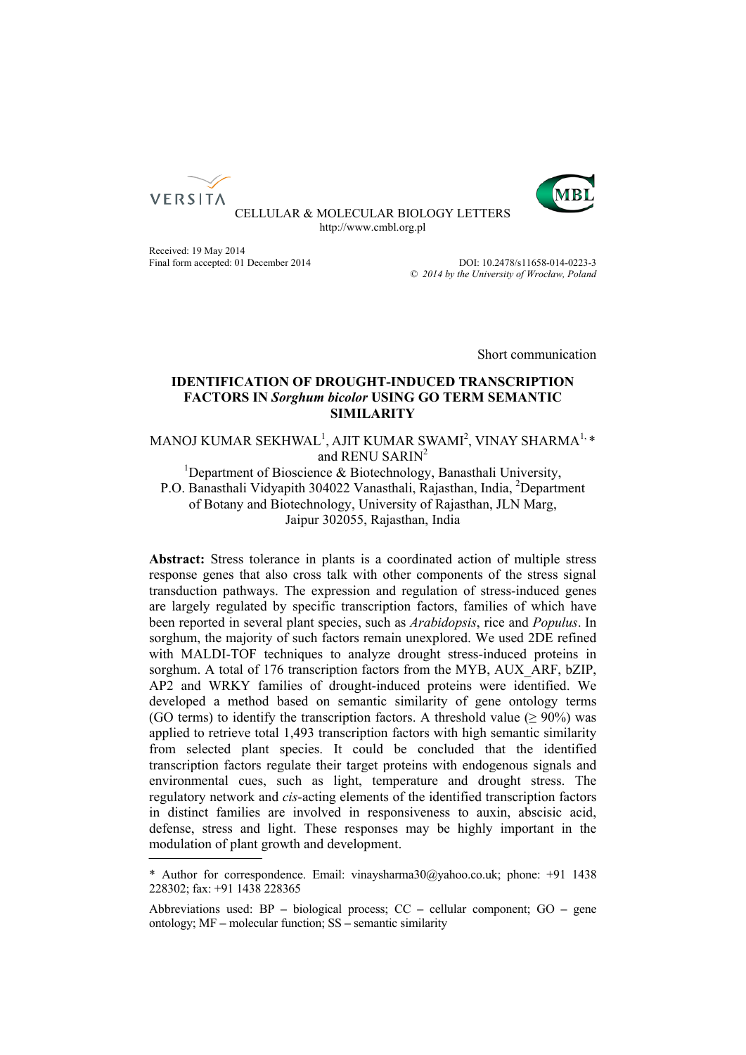CELLULAR & MOLECULAR BIOLOGY LETTERS
http://www.cmbl.org.pl

Received: 19 May 2014
Final form accepted: 01 December 2014

DOI: 10.2478/s11658-014-0223-3
© *2014 by the University of Wrocław, Poland*

Short communication

# IDENTIFICATION OF DROUGHT-INDUCED TRANSCRIPTION FACTORS IN *Sorghum bicolor* USING GO TERM SEMANTIC SIMILARITY

MANOJ KUMAR SEKHWAL[1], AJIT KUMAR SWAMI[2], VINAY SHARMA[1,*] and RENU SARIN[2]

[1]Department of Bioscience & Biotechnology, Banasthali University, P.O. Banasthali Vidyapith 304022 Vanasthali, Rajasthan, India, [2]Department of Botany and Biotechnology, University of Rajasthan, JLN Marg, Jaipur 302055, Rajasthan, India

**Abstract:** Stress tolerance in plants is a coordinated action of multiple stress response genes that also cross talk with other components of the stress signal transduction pathways. The expression and regulation of stress-induced genes are largely regulated by specific transcription factors, families of which have been reported in several plant species, such as *Arabidopsis*, rice and *Populus*. In sorghum, the majority of such factors remain unexplored. We used 2DE refined with MALDI-TOF techniques to analyze drought stress-induced proteins in sorghum. A total of 176 transcription factors from the MYB, AUX_ARF, bZIP, AP2 and WRKY families of drought-induced proteins were identified. We developed a method based on semantic similarity of gene ontology terms (GO terms) to identify the transcription factors. A threshold value (≥ 90%) was applied to retrieve total 1,493 transcription factors with high semantic similarity from selected plant species. It could be concluded that the identified transcription factors regulate their target proteins with endogenous signals and environmental cues, such as light, temperature and drought stress. The regulatory network and *cis*-acting elements of the identified transcription factors in distinct families are involved in responsiveness to auxin, abscisic acid, defense, stress and light. These responses may be highly important in the modulation of plant growth and development.

---

\* Author for correspondence. Email: vinaysharma30@yahoo.co.uk; phone: +91 1438 228302; fax: +91 1438 228365

Abbreviations used: BP – biological process; CC – cellular component; GO – gene ontology; MF – molecular function; SS – semantic similarity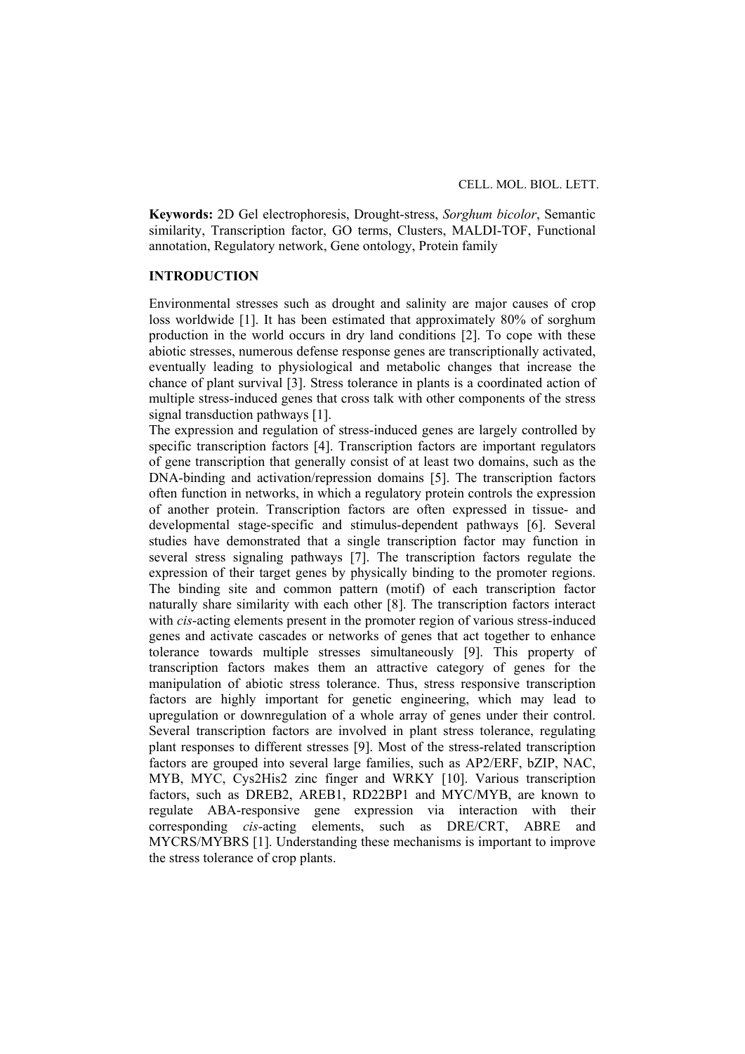**Keywords:** 2D Gel electrophoresis, Drought-stress, *Sorghum bicolor*, Semantic similarity, Transcription factor, GO terms, Clusters, MALDI-TOF, Functional annotation, Regulatory network, Gene ontology, Protein family

## INTRODUCTION

Environmental stresses such as drought and salinity are major causes of crop loss worldwide [1]. It has been estimated that approximately 80% of sorghum production in the world occurs in dry land conditions [2]. To cope with these abiotic stresses, numerous defense response genes are transcriptionally activated, eventually leading to physiological and metabolic changes that increase the chance of plant survival [3]. Stress tolerance in plants is a coordinated action of multiple stress-induced genes that cross talk with other components of the stress signal transduction pathways [1].

The expression and regulation of stress-induced genes are largely controlled by specific transcription factors [4]. Transcription factors are important regulators of gene transcription that generally consist of at least two domains, such as the DNA-binding and activation/repression domains [5]. The transcription factors often function in networks, in which a regulatory protein controls the expression of another protein. Transcription factors are often expressed in tissue- and developmental stage-specific and stimulus-dependent pathways [6]. Several studies have demonstrated that a single transcription factor may function in several stress signaling pathways [7]. The transcription factors regulate the expression of their target genes by physically binding to the promoter regions. The binding site and common pattern (motif) of each transcription factor naturally share similarity with each other [8]. The transcription factors interact with *cis*-acting elements present in the promoter region of various stress-induced genes and activate cascades or networks of genes that act together to enhance tolerance towards multiple stresses simultaneously [9]. This property of transcription factors makes them an attractive category of genes for the manipulation of abiotic stress tolerance. Thus, stress responsive transcription factors are highly important for genetic engineering, which may lead to upregulation or downregulation of a whole array of genes under their control. Several transcription factors are involved in plant stress tolerance, regulating plant responses to different stresses [9]. Most of the stress-related transcription factors are grouped into several large families, such as AP2/ERF, bZIP, NAC, MYB, MYC, Cys2His2 zinc finger and WRKY [10]. Various transcription factors, such as DREB2, AREB1, RD22BP1 and MYC/MYB, are known to regulate ABA-responsive gene expression via interaction with their corresponding *cis*-acting elements, such as DRE/CRT, ABRE and MYCRS/MYBRS [1]. Understanding these mechanisms is important to improve the stress tolerance of crop plants.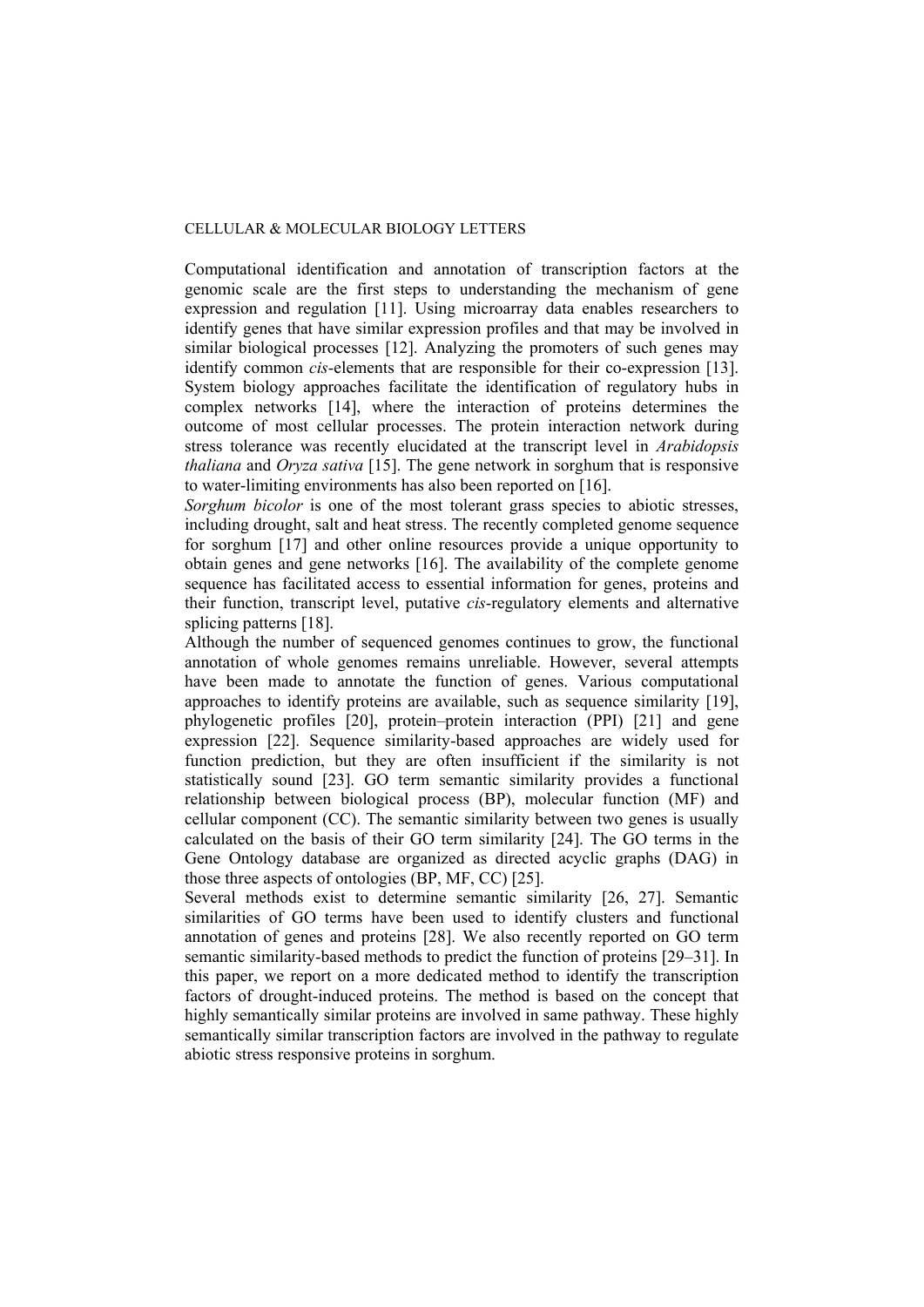Computational identification and annotation of transcription factors at the genomic scale are the first steps to understanding the mechanism of gene expression and regulation [11]. Using microarray data enables researchers to identify genes that have similar expression profiles and that may be involved in similar biological processes [12]. Analyzing the promoters of such genes may identify common *cis*-elements that are responsible for their co-expression [13]. System biology approaches facilitate the identification of regulatory hubs in complex networks [14], where the interaction of proteins determines the outcome of most cellular processes. The protein interaction network during stress tolerance was recently elucidated at the transcript level in *Arabidopsis thaliana* and *Oryza sativa* [15]. The gene network in sorghum that is responsive to water-limiting environments has also been reported on [16].

*Sorghum bicolor* is one of the most tolerant grass species to abiotic stresses, including drought, salt and heat stress. The recently completed genome sequence for sorghum [17] and other online resources provide a unique opportunity to obtain genes and gene networks [16]. The availability of the complete genome sequence has facilitated access to essential information for genes, proteins and their function, transcript level, putative *cis*-regulatory elements and alternative splicing patterns [18].

Although the number of sequenced genomes continues to grow, the functional annotation of whole genomes remains unreliable. However, several attempts have been made to annotate the function of genes. Various computational approaches to identify proteins are available, such as sequence similarity [19], phylogenetic profiles [20], protein–protein interaction (PPI) [21] and gene expression [22]. Sequence similarity-based approaches are widely used for function prediction, but they are often insufficient if the similarity is not statistically sound [23]. GO term semantic similarity provides a functional relationship between biological process (BP), molecular function (MF) and cellular component (CC). The semantic similarity between two genes is usually calculated on the basis of their GO term similarity [24]. The GO terms in the Gene Ontology database are organized as directed acyclic graphs (DAG) in those three aspects of ontologies (BP, MF, CC) [25].

Several methods exist to determine semantic similarity [26, 27]. Semantic similarities of GO terms have been used to identify clusters and functional annotation of genes and proteins [28]. We also recently reported on GO term semantic similarity-based methods to predict the function of proteins [29–31]. In this paper, we report on a more dedicated method to identify the transcription factors of drought-induced proteins. The method is based on the concept that highly semantically similar proteins are involved in same pathway. These highly semantically similar transcription factors are involved in the pathway to regulate abiotic stress responsive proteins in sorghum.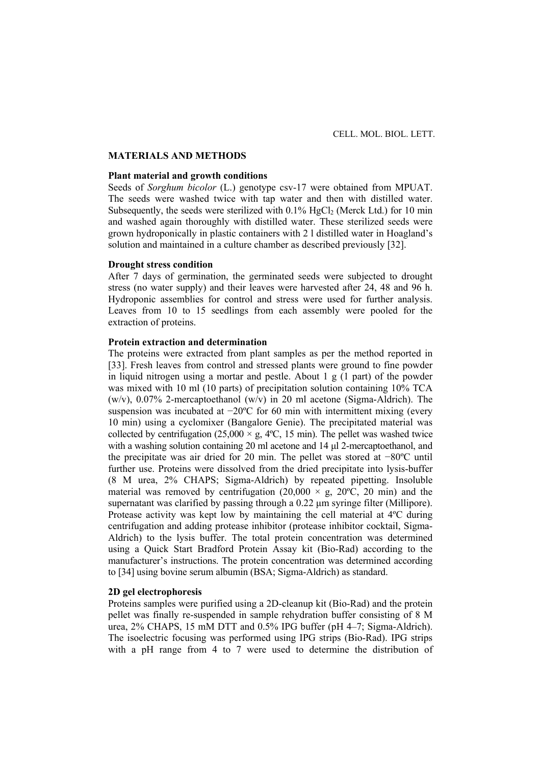## MATERIALS AND METHODS

### Plant material and growth conditions

Seeds of *Sorghum bicolor* (L.) genotype csv-17 were obtained from MPUAT. The seeds were washed twice with tap water and then with distilled water. Subsequently, the seeds were sterilized with 0.1% $HgCl_2$ (Merck Ltd.) for 10 min and washed again thoroughly with distilled water. These sterilized seeds were grown hydroponically in plastic containers with 2 l distilled water in Hoagland's solution and maintained in a culture chamber as described previously [32].

### Drought stress condition

After 7 days of germination, the germinated seeds were subjected to drought stress (no water supply) and their leaves were harvested after 24, 48 and 96 h. Hydroponic assemblies for control and stress were used for further analysis. Leaves from 10 to 15 seedlings from each assembly were pooled for the extraction of proteins.

### Protein extraction and determination

The proteins were extracted from plant samples as per the method reported in [33]. Fresh leaves from control and stressed plants were ground to fine powder in liquid nitrogen using a mortar and pestle. About 1 g (1 part) of the powder was mixed with 10 ml (10 parts) of precipitation solution containing 10% TCA (w/v), 0.07% 2-mercaptoethanol (w/v) in 20 ml acetone (Sigma-Aldrich). The suspension was incubated at −20ºC for 60 min with intermittent mixing (every 10 min) using a cyclomixer (Bangalore Genie). The precipitated material was collected by centrifugation (25,000 × g, 4ºC, 15 min). The pellet was washed twice with a washing solution containing 20 ml acetone and 14 μl 2-mercaptoethanol, and the precipitate was air dried for 20 min. The pellet was stored at −80ºC until further use. Proteins were dissolved from the dried precipitate into lysis-buffer (8 M urea, 2% CHAPS; Sigma-Aldrich) by repeated pipetting. Insoluble material was removed by centrifugation (20,000 × g, 20ºC, 20 min) and the supernatant was clarified by passing through a 0.22 μm syringe filter (Millipore). Protease activity was kept low by maintaining the cell material at 4ºC during centrifugation and adding protease inhibitor (protease inhibitor cocktail, Sigma-Aldrich) to the lysis buffer. The total protein concentration was determined using a Quick Start Bradford Protein Assay kit (Bio-Rad) according to the manufacturer's instructions. The protein concentration was determined according to [34] using bovine serum albumin (BSA; Sigma-Aldrich) as standard.

### 2D gel electrophoresis

Proteins samples were purified using a 2D-cleanup kit (Bio-Rad) and the protein pellet was finally re-suspended in sample rehydration buffer consisting of 8 M urea, 2% CHAPS, 15 mM DTT and 0.5% IPG buffer (pH 4–7; Sigma-Aldrich). The isoelectric focusing was performed using IPG strips (Bio-Rad). IPG strips with a pH range from 4 to 7 were used to determine the distribution of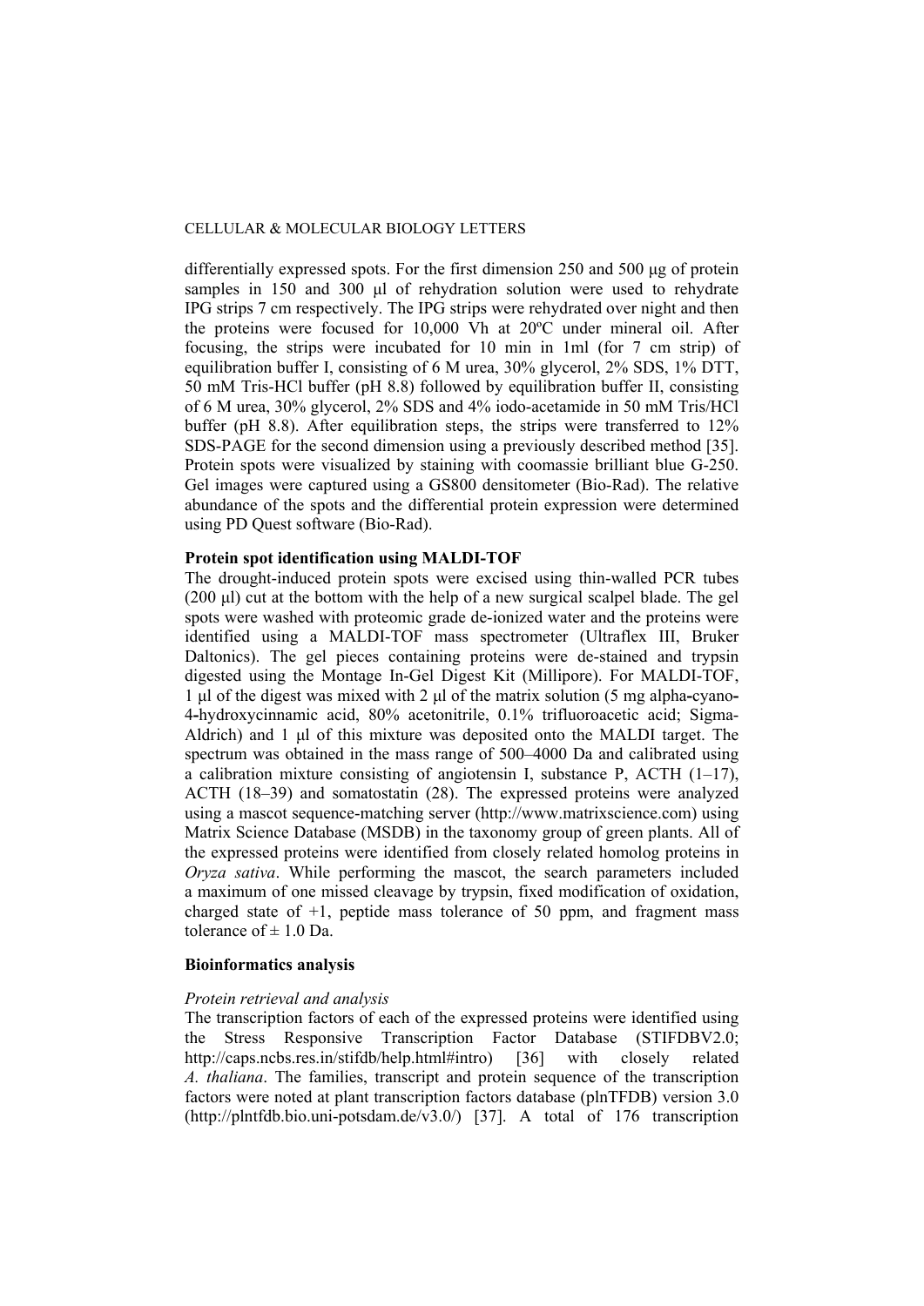differentially expressed spots. For the first dimension 250 and 500 μg of protein samples in 150 and 300 μl of rehydration solution were used to rehydrate IPG strips 7 cm respectively. The IPG strips were rehydrated over night and then the proteins were focused for 10,000 Vh at 20ºC under mineral oil. After focusing, the strips were incubated for 10 min in 1ml (for 7 cm strip) of equilibration buffer I, consisting of 6 M urea, 30% glycerol, 2% SDS, 1% DTT, 50 mM Tris-HCl buffer (pH 8.8) followed by equilibration buffer II, consisting of 6 M urea, 30% glycerol, 2% SDS and 4% iodo-acetamide in 50 mM Tris/HCl buffer (pH 8.8). After equilibration steps, the strips were transferred to 12% SDS-PAGE for the second dimension using a previously described method [35]. Protein spots were visualized by staining with coomassie brilliant blue G-250. Gel images were captured using a GS800 densitometer (Bio-Rad). The relative abundance of the spots and the differential protein expression were determined using PD Quest software (Bio-Rad).

**Protein spot identification using MALDI-TOF**

The drought-induced protein spots were excised using thin-walled PCR tubes (200 μl) cut at the bottom with the help of a new surgical scalpel blade. The gel spots were washed with proteomic grade de-ionized water and the proteins were identified using a MALDI-TOF mass spectrometer (Ultraflex III, Bruker Daltonics). The gel pieces containing proteins were de-stained and trypsin digested using the Montage In-Gel Digest Kit (Millipore). For MALDI-TOF, 1 μl of the digest was mixed with 2 μl of the matrix solution (5 mg alpha-cyano-4-hydroxycinnamic acid, 80% acetonitrile, 0.1% trifluoroacetic acid; Sigma-Aldrich) and 1 μl of this mixture was deposited onto the MALDI target. The spectrum was obtained in the mass range of 500–4000 Da and calibrated using a calibration mixture consisting of angiotensin I, substance P, ACTH (1–17), ACTH (18–39) and somatostatin (28). The expressed proteins were analyzed using a mascot sequence-matching server (http://www.matrixscience.com) using Matrix Science Database (MSDB) in the taxonomy group of green plants. All of the expressed proteins were identified from closely related homolog proteins in *Oryza sativa*. While performing the mascot, the search parameters included a maximum of one missed cleavage by trypsin, fixed modification of oxidation, charged state of +1, peptide mass tolerance of 50 ppm, and fragment mass tolerance of ± 1.0 Da.

**Bioinformatics analysis**

*Protein retrieval and analysis*

The transcription factors of each of the expressed proteins were identified using the Stress Responsive Transcription Factor Database (STIFDBV2.0; http://caps.ncbs.res.in/stifdb/help.html#intro) [36] with closely related *A. thaliana*. The families, transcript and protein sequence of the transcription factors were noted at plant transcription factors database (plnTFDB) version 3.0 (http://plntfdb.bio.uni-potsdam.de/v3.0/) [37]. A total of 176 transcription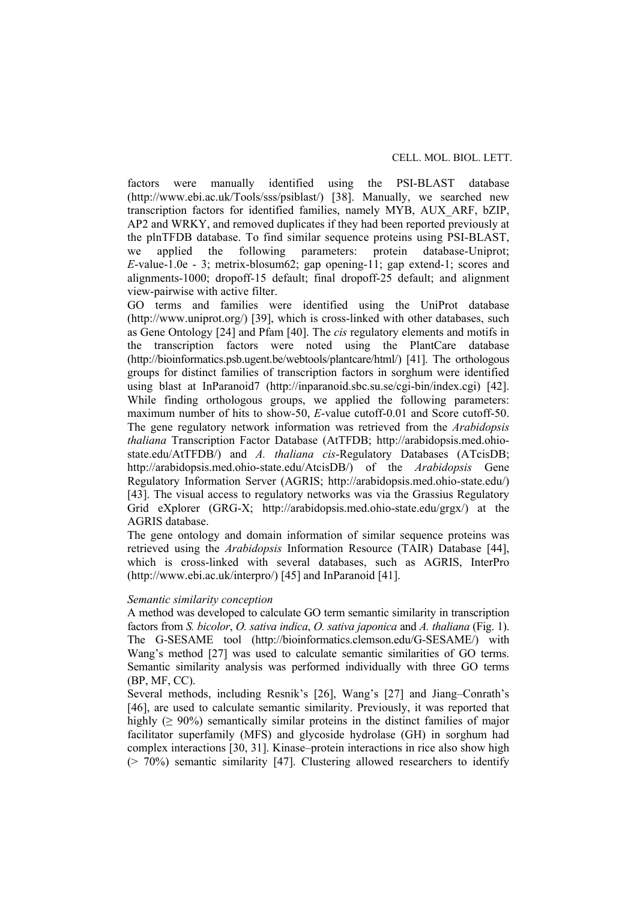factors were manually identified using the PSI-BLAST database (http://www.ebi.ac.uk/Tools/sss/psiblast/) [38]. Manually, we searched new transcription factors for identified families, namely MYB, AUX_ARF, bZIP, AP2 and WRKY, and removed duplicates if they had been reported previously at the plnTFDB database. To find similar sequence proteins using PSI-BLAST, we applied the following parameters: protein database-Uniprot; *E*-value-1.0e - 3; metrix-blosum62; gap opening-11; gap extend-1; scores and alignments-1000; dropoff-15 default; final dropoff-25 default; and alignment view-pairwise with active filter.

GO terms and families were identified using the UniProt database (http://www.uniprot.org/) [39], which is cross-linked with other databases, such as Gene Ontology [24] and Pfam [40]. The *cis* regulatory elements and motifs in the transcription factors were noted using the PlantCare database (http://bioinformatics.psb.ugent.be/webtools/plantcare/html/) [41]. The orthologous groups for distinct families of transcription factors in sorghum were identified using blast at InParanoid7 (http://inparanoid.sbc.su.se/cgi-bin/index.cgi) [42]. While finding orthologous groups, we applied the following parameters: maximum number of hits to show-50, *E*-value cutoff-0.01 and Score cutoff-50. The gene regulatory network information was retrieved from the *Arabidopsis thaliana* Transcription Factor Database (AtTFDB; http://arabidopsis.med.ohio-state.edu/AtTFDB/) and *A. thaliana cis*-Regulatory Databases (ATcisDB; http://arabidopsis.med.ohio-state.edu/AtcisDB/) of the *Arabidopsis* Gene Regulatory Information Server (AGRIS; http://arabidopsis.med.ohio-state.edu/) [43]. The visual access to regulatory networks was via the Grassius Regulatory Grid eXplorer (GRG-X; http://arabidopsis.med.ohio-state.edu/grgx/) at the AGRIS database.

The gene ontology and domain information of similar sequence proteins was retrieved using the *Arabidopsis* Information Resource (TAIR) Database [44], which is cross-linked with several databases, such as AGRIS, InterPro (http://www.ebi.ac.uk/interpro/) [45] and InParanoid [41].

*Semantic similarity conception*

A method was developed to calculate GO term semantic similarity in transcription factors from *S. bicolor*, *O. sativa indica*, *O. sativa japonica* and *A. thaliana* (Fig. 1). The G-SESAME tool (http://bioinformatics.clemson.edu/G-SESAME/) with Wang's method [27] was used to calculate semantic similarities of GO terms. Semantic similarity analysis was performed individually with three GO terms (BP, MF, CC).

Several methods, including Resnik's [26], Wang's [27] and Jiang–Conrath's [46], are used to calculate semantic similarity. Previously, it was reported that highly ($\geq$ 90%) semantically similar proteins in the distinct families of major facilitator superfamily (MFS) and glycoside hydrolase (GH) in sorghum had complex interactions [30, 31]. Kinase–protein interactions in rice also show high ($>$ 70%) semantic similarity [47]. Clustering allowed researchers to identify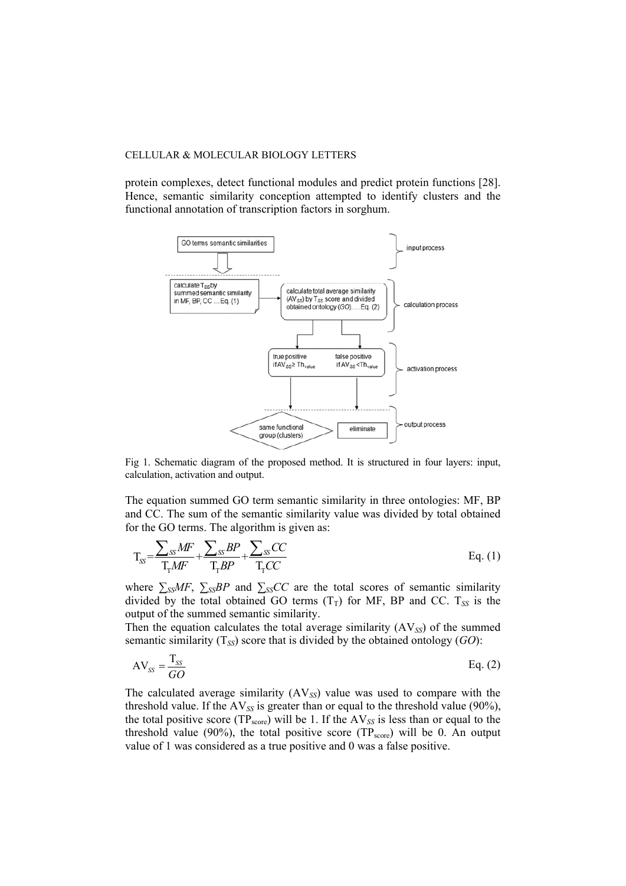protein complexes, detect functional modules and predict protein functions [28]. Hence, semantic similarity conception attempted to identify clusters and the functional annotation of transcription factors in sorghum.

Fig 1. Schematic diagram of the proposed method. It is structured in four layers: input, calculation, activation and output.

The equation summed GO term semantic similarity in three ontologies: MF, BP and CC. The sum of the semantic similarity value was divided by total obtained for the GO terms. The algorithm is given as:

$$T_{SS} = \frac{\sum_{SS} MF}{T_T MF} + \frac{\sum_{SS} BP}{T_T BP} + \frac{\sum_{SS} CC}{T_T CC} \quad \text{Eq. (1)}$$

where $\sum_{SS} MF$, $\sum_{SS} BP$ and $\sum_{SS} CC$ are the total scores of semantic similarity divided by the total obtained GO terms ($T_T$) for MF, BP and CC. $T_{SS}$ is the output of the summed semantic similarity.

Then the equation calculates the total average similarity ($AV_{SS}$) of the summed semantic similarity ($T_{SS}$) score that is divided by the obtained ontology (*GO*):

$$AV_{SS} = \frac{T_{SS}}{GO} \quad \text{Eq. (2)}$$

The calculated average similarity ($AV_{SS}$) value was used to compare with the threshold value. If the $AV_{SS}$ is greater than or equal to the threshold value (90%), the total positive score ($TP_{score}$) will be 1. If the $AV_{SS}$ is less than or equal to the threshold value (90%), the total positive score ($TP_{score}$) will be 0. An output value of 1 was considered as a true positive and 0 was a false positive.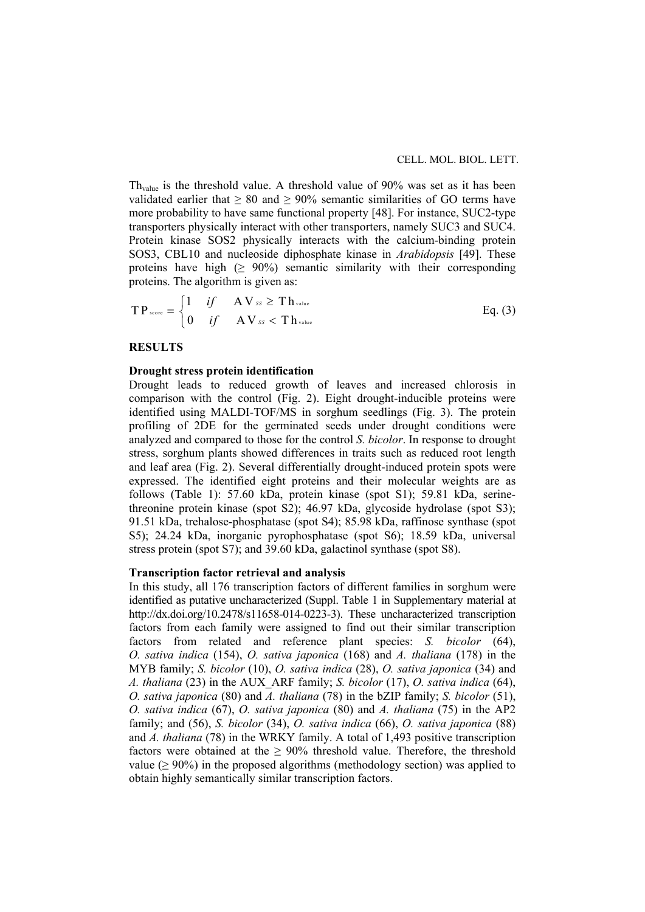$Th_{value}$ is the threshold value. A threshold value of 90% was set as it has been validated earlier that ≥ 80 and ≥ 90% semantic similarities of GO terms have more probability to have same functional property [48]. For instance, SUC2-type transporters physically interact with other transporters, namely SUC3 and SUC4. Protein kinase SOS2 physically interacts with the calcium-binding protein SOS3, CBL10 and nucleoside diphosphate kinase in *Arabidopsis* [49]. These proteins have high (≥ 90%) semantic similarity with their corresponding proteins. The algorithm is given as:

$$TP_{score} = \begin{cases} 1 & if \quad AV_{SS} \geq Th_{value} \\ 0 & if \quad AV_{SS} < Th_{value} \end{cases} \qquad \text{Eq. (3)}$$

## RESULTS

### Drought stress protein identification

Drought leads to reduced growth of leaves and increased chlorosis in comparison with the control (Fig. 2). Eight drought-inducible proteins were identified using MALDI-TOF/MS in sorghum seedlings (Fig. 3). The protein profiling of 2DE for the germinated seeds under drought conditions were analyzed and compared to those for the control *S. bicolor*. In response to drought stress, sorghum plants showed differences in traits such as reduced root length and leaf area (Fig. 2). Several differentially drought-induced protein spots were expressed. The identified eight proteins and their molecular weights are as follows (Table 1): 57.60 kDa, protein kinase (spot S1); 59.81 kDa, serine-threonine protein kinase (spot S2); 46.97 kDa, glycoside hydrolase (spot S3); 91.51 kDa, trehalose-phosphatase (spot S4); 85.98 kDa, raffinose synthase (spot S5); 24.24 kDa, inorganic pyrophosphatase (spot S6); 18.59 kDa, universal stress protein (spot S7); and 39.60 kDa, galactinol synthase (spot S8).

### Transcription factor retrieval and analysis

In this study, all 176 transcription factors of different families in sorghum were identified as putative uncharacterized (Suppl. Table 1 in Supplementary material at http://dx.doi.org/10.2478/s11658-014-0223-3). These uncharacterized transcription factors from each family were assigned to find out their similar transcription factors from related and reference plant species: *S. bicolor* (64), *O. sativa indica* (154), *O. sativa japonica* (168) and *A. thaliana* (178) in the MYB family; *S. bicolor* (10), *O. sativa indica* (28), *O. sativa japonica* (34) and *A. thaliana* (23) in the AUX_ARF family; *S. bicolor* (17), *O. sativa indica* (64), *O. sativa japonica* (80) and *A. thaliana* (78) in the bZIP family; *S. bicolor* (51), *O. sativa indica* (67), *O. sativa japonica* (80) and *A. thaliana* (75) in the AP2 family; and (56), *S. bicolor* (34), *O. sativa indica* (66), *O. sativa japonica* (88) and *A. thaliana* (78) in the WRKY family. A total of 1,493 positive transcription factors were obtained at the ≥ 90% threshold value. Therefore, the threshold value (≥ 90%) in the proposed algorithms (methodology section) was applied to obtain highly semantically similar transcription factors.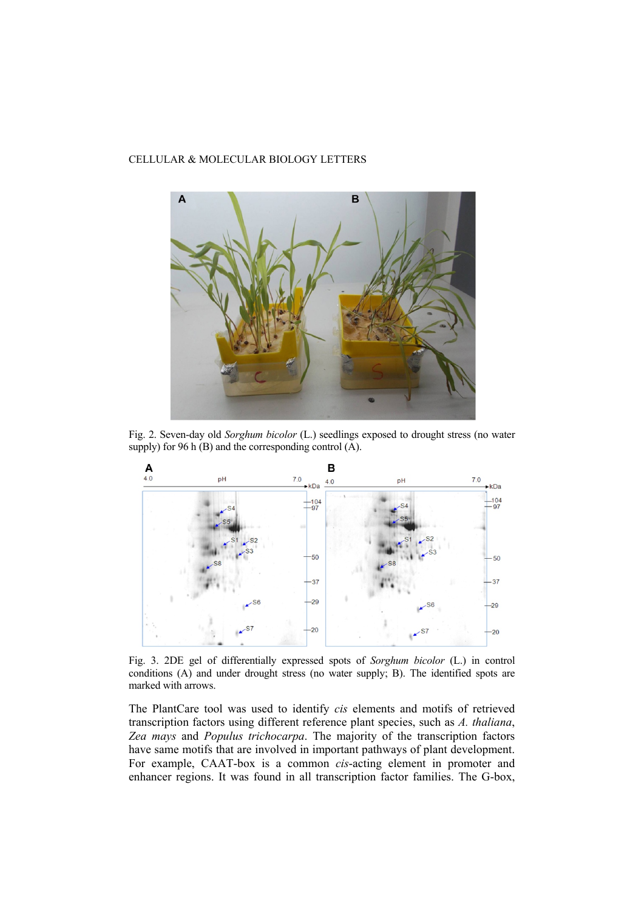Fig. 2. Seven-day old *Sorghum bicolor* (L.) seedlings exposed to drought stress (no water supply) for 96 h (B) and the corresponding control (A).

Fig. 3. 2DE gel of differentially expressed spots of *Sorghum bicolor* (L.) in control conditions (A) and under drought stress (no water supply; B). The identified spots are marked with arrows.

The PlantCare tool was used to identify *cis* elements and motifs of retrieved transcription factors using different reference plant species, such as *A. thaliana*, *Zea mays* and *Populus trichocarpa*. The majority of the transcription factors have same motifs that are involved in important pathways of plant development. For example, CAAT-box is a common *cis*-acting element in promoter and enhancer regions. It was found in all transcription factor families. The G-box,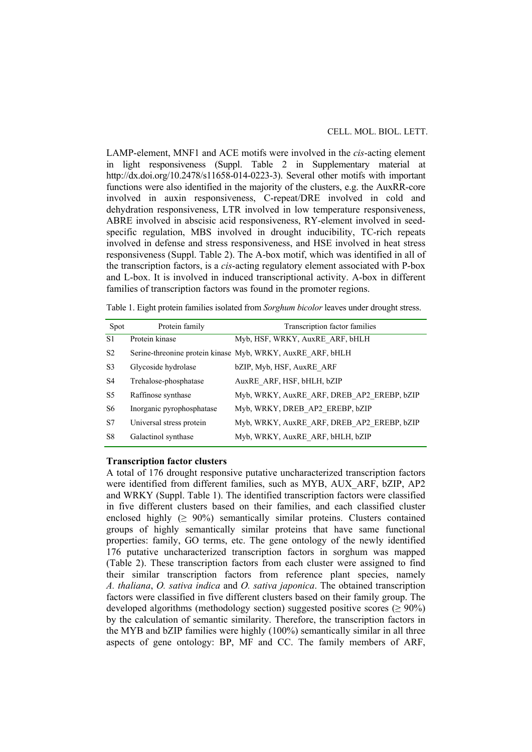LAMP-element, MNF1 and ACE motifs were involved in the *cis*-acting element in light responsiveness (Suppl. Table 2 in Supplementary material at http://dx.doi.org/10.2478/s11658-014-0223-3). Several other motifs with important functions were also identified in the majority of the clusters, e.g. the AuxRR-core involved in auxin responsiveness, C-repeat/DRE involved in cold and dehydration responsiveness, LTR involved in low temperature responsiveness, ABRE involved in abscisic acid responsiveness, RY-element involved in seed-specific regulation, MBS involved in drought inducibility, TC-rich repeats involved in defense and stress responsiveness, and HSE involved in heat stress responsiveness (Suppl. Table 2). The A-box motif, which was identified in all of the transcription factors, is a *cis*-acting regulatory element associated with P-box and L-box. It is involved in induced transcriptional activity. A-box in different families of transcription factors was found in the promoter regions.

Table 1. Eight protein families isolated from *Sorghum bicolor* leaves under drought stress.

| Spot | Protein family | Transcription factor families |
|---|---|---|
| S1 | Protein kinase | Myb, HSF, WRKY, AuxRE_ARF, bHLH |
| S2 | Serine-threonine protein kinase | Myb, WRKY, AuxRE_ARF, bHLH |
| S3 | Glycoside hydrolase | bZIP, Myb, HSF, AuxRE_ARF |
| S4 | Trehalose-phosphatase | AuxRE_ARF, HSF, bHLH, bZIP |
| S5 | Raffinose synthase | Myb, WRKY, AuxRE_ARF, DREB_AP2_EREBP, bZIP |
| S6 | Inorganic pyrophosphatase | Myb, WRKY, DREB_AP2_EREBP, bZIP |
| S7 | Universal stress protein | Myb, WRKY, AuxRE_ARF, DREB_AP2_EREBP, bZIP |
| S8 | Galactinol synthase | Myb, WRKY, AuxRE_ARF, bHLH, bZIP |

**Transcription factor clusters**

A total of 176 drought responsive putative uncharacterized transcription factors were identified from different families, such as MYB, AUX_ARF, bZIP, AP2 and WRKY (Suppl. Table 1). The identified transcription factors were classified in five different clusters based on their families, and each classified cluster enclosed highly (≥ 90%) semantically similar proteins. Clusters contained groups of highly semantically similar proteins that have same functional properties: family, GO terms, etc. The gene ontology of the newly identified 176 putative uncharacterized transcription factors in sorghum was mapped (Table 2). These transcription factors from each cluster were assigned to find their similar transcription factors from reference plant species, namely *A. thaliana*, *O. sativa indica* and *O. sativa japonica*. The obtained transcription factors were classified in five different clusters based on their family group. The developed algorithms (methodology section) suggested positive scores (≥ 90%) by the calculation of semantic similarity. Therefore, the transcription factors in the MYB and bZIP families were highly (100%) semantically similar in all three aspects of gene ontology: BP, MF and CC. The family members of ARF,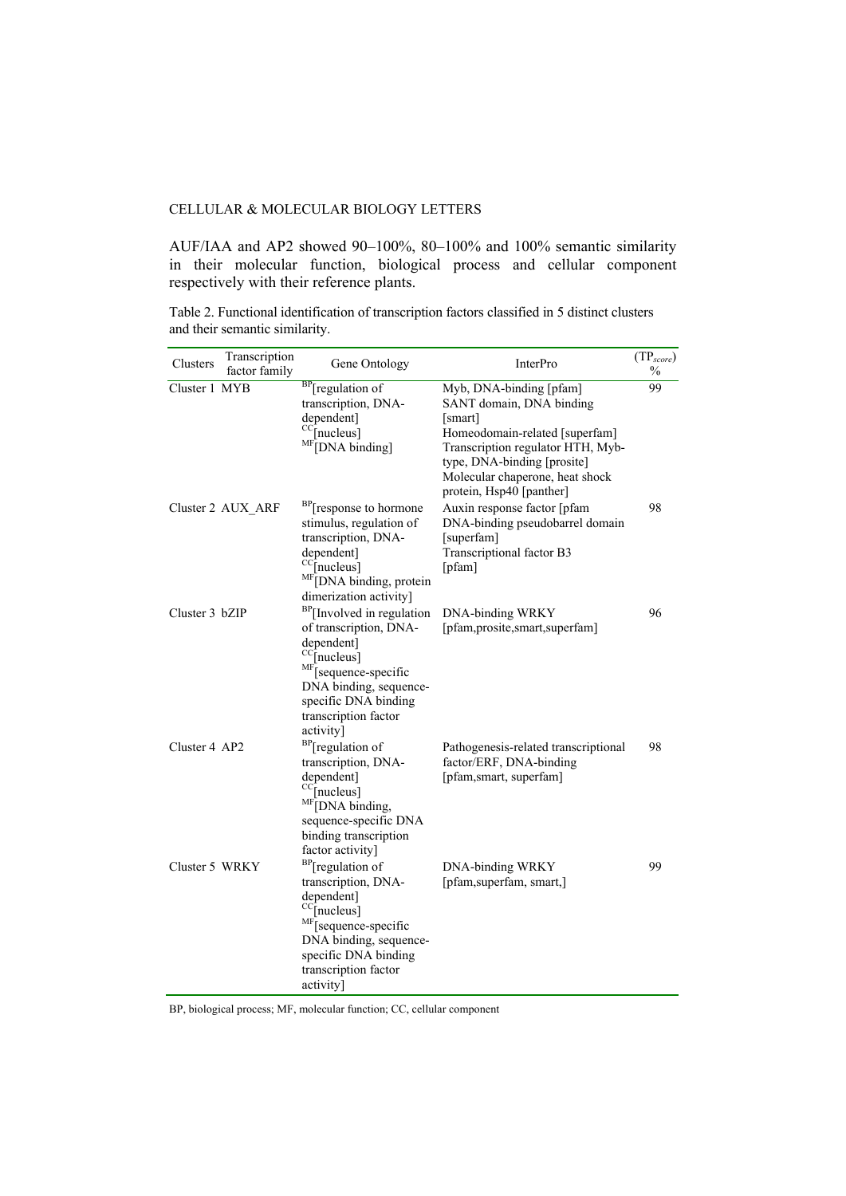AUF/IAA and AP2 showed 90–100%, 80–100% and 100% semantic similarity in their molecular function, biological process and cellular component respectively with their reference plants.

Table 2. Functional identification of transcription factors classified in 5 distinct clusters and their semantic similarity.

| Clusters | Transcription factor family | Gene Ontology | InterPro | ($TP_{score}$) % |
|---|---|---|---|---|
| Cluster 1 | MYB | [BP][regulation of transcription, DNA-dependent]<br>[CC][nucleus]<br>[MF][DNA binding] | Myb, DNA-binding [pfam]<br>SANT domain, DNA binding [smart]<br>Homeodomain-related [superfam]<br>Transcription regulator HTH, Myb-type, DNA-binding [prosite]<br>Molecular chaperone, heat shock protein, Hsp40 [panther] | 99 |
| Cluster 2 | AUX_ARF | [BP][response to hormone stimulus, regulation of transcription, DNA-dependent]<br>[CC][nucleus]<br>[MF][DNA binding, protein dimerization activity] | Auxin response factor [pfam<br>DNA-binding pseudobarrel domain [superfam]<br>Transcriptional factor B3 [pfam] | 98 |
| Cluster 3 | bZIP | [BP][Involved in regulation of transcription, DNA-dependent]<br>[CC][nucleus]<br>[MF][sequence-specific DNA binding, sequence-specific DNA binding transcription factor activity] | DNA-binding WRKY [pfam,prosite,smart,superfam] | 96 |
| Cluster 4 | AP2 | [BP][regulation of transcription, DNA-dependent]<br>[CC][nucleus]<br>[MF][DNA binding, sequence-specific DNA binding transcription factor activity] | Pathogenesis-related transcriptional factor/ERF, DNA-binding [pfam,smart, superfam] | 98 |
| Cluster 5 | WRKY | [BP][regulation of transcription, DNA-dependent]<br>[CC][nucleus]<br>[MF][sequence-specific DNA binding, sequence-specific DNA binding transcription factor activity] | DNA-binding WRKY [pfam,superfam, smart,] | 99 |

BP, biological process; MF, molecular function; CC, cellular component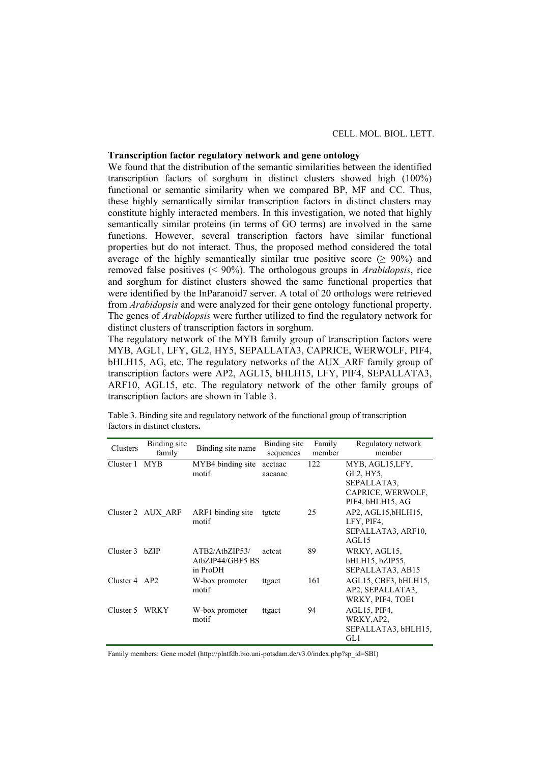**Transcription factor regulatory network and gene ontology**

We found that the distribution of the semantic similarities between the identified transcription factors of sorghum in distinct clusters showed high (100%) functional or semantic similarity when we compared BP, MF and CC. Thus, these highly semantically similar transcription factors in distinct clusters may constitute highly interacted members. In this investigation, we noted that highly semantically similar proteins (in terms of GO terms) are involved in the same functions. However, several transcription factors have similar functional properties but do not interact. Thus, the proposed method considered the total average of the highly semantically similar true positive score (≥ 90%) and removed false positives (< 90%). The orthologous groups in *Arabidopsis*, rice and sorghum for distinct clusters showed the same functional properties that were identified by the InParanoid7 server. A total of 20 orthologs were retrieved from *Arabidopsis* and were analyzed for their gene ontology functional property. The genes of *Arabidopsis* were further utilized to find the regulatory network for distinct clusters of transcription factors in sorghum.

The regulatory network of the MYB family group of transcription factors were MYB, AGL1, LFY, GL2, HY5, SEPALLATA3, CAPRICE, WERWOLF, PIF4, bHLH15, AG, etc. The regulatory networks of the AUX_ARF family group of transcription factors were AP2, AGL15, bHLH15, LFY, PIF4, SEPALLATA3, ARF10, AGL15, etc. The regulatory network of the other family groups of transcription factors are shown in Table 3.

Table 3. Binding site and regulatory network of the functional group of transcription factors in distinct clusters**.**

| Clusters | Binding site family | Binding site name | Binding site sequences | Family member | Regulatory network member |
|---|---|---|---|---|---|
| Cluster 1 | MYB | MYB4 binding site motif | acctaac aacaaac | 122 | MYB, AGL15,LFY, GL2, HY5, SEPALLATA3, CAPRICE, WERWOLF, PIF4, bHLH15, AG |
| Cluster 2 | AUX_ARF | ARF1 binding site motif | tgtctc | 25 | AP2, AGL15,bHLH15, LFY, PIF4, SEPALLATA3, ARF10, AGL15 |
| Cluster 3 | bZIP | ATB2/AtbZIP53/ AtbZIP44/GBF5 BS in ProDH | actcat | 89 | WRKY, AGL15, bHLH15, bZIP55, SEPALLATA3, AB15 |
| Cluster 4 | AP2 | W-box promoter motif | ttgact | 161 | AGL15, CBF3, bHLH15, AP2, SEPALLATA3, WRKY, PIF4, TOE1 |
| Cluster 5 | WRKY | W-box promoter motif | ttgact | 94 | AGL15, PIF4, WRKY,AP2, SEPALLATA3, bHLH15, GL1 |

Family members: Gene model (http://plntfdb.bio.uni-potsdam.de/v3.0/index.php?sp_id=SBI)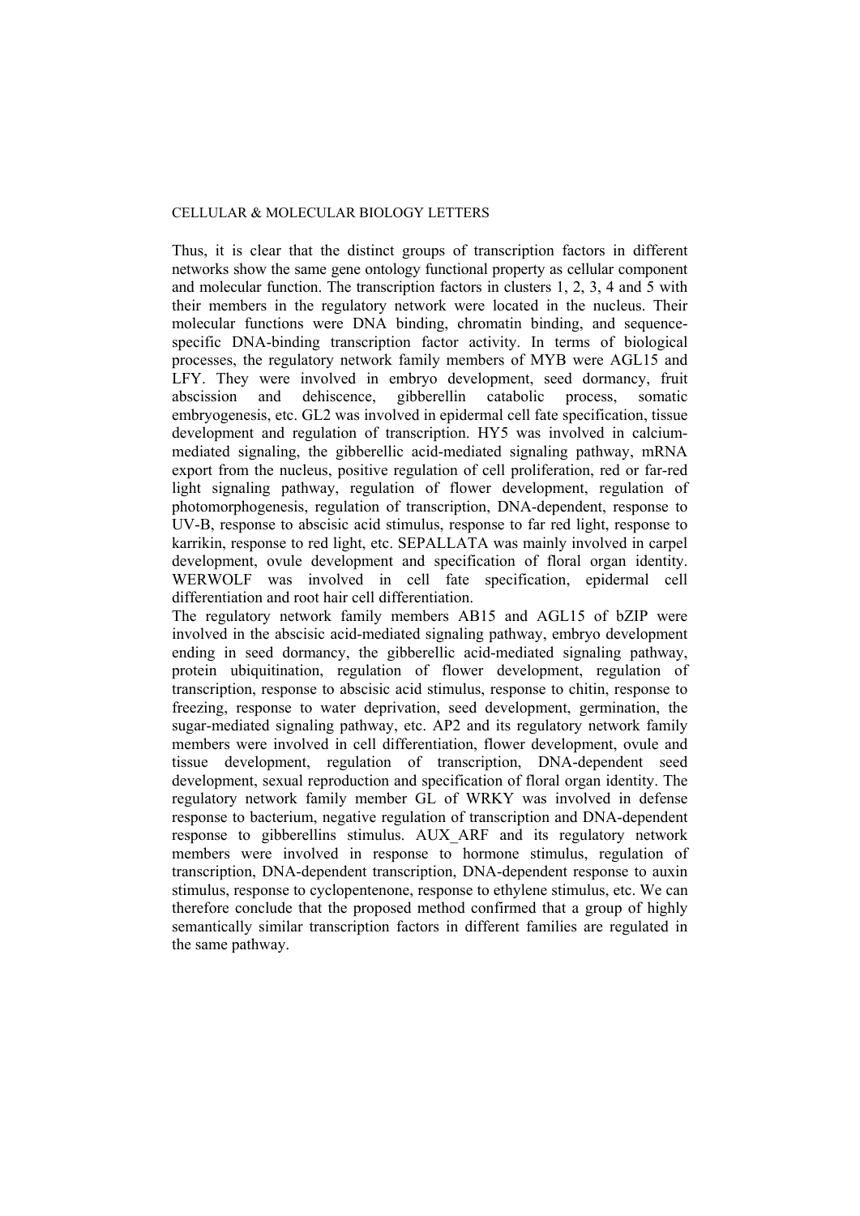Thus, it is clear that the distinct groups of transcription factors in different networks show the same gene ontology functional property as cellular component and molecular function. The transcription factors in clusters 1, 2, 3, 4 and 5 with their members in the regulatory network were located in the nucleus. Their molecular functions were DNA binding, chromatin binding, and sequence-specific DNA-binding transcription factor activity. In terms of biological processes, the regulatory network family members of MYB were AGL15 and LFY. They were involved in embryo development, seed dormancy, fruit abscission and dehiscence, gibberellin catabolic process, somatic embryogenesis, etc. GL2 was involved in epidermal cell fate specification, tissue development and regulation of transcription. HY5 was involved in calcium-mediated signaling, the gibberellic acid-mediated signaling pathway, mRNA export from the nucleus, positive regulation of cell proliferation, red or far-red light signaling pathway, regulation of flower development, regulation of photomorphogenesis, regulation of transcription, DNA-dependent, response to UV-B, response to abscisic acid stimulus, response to far red light, response to karrikin, response to red light, etc. SEPALLATA was mainly involved in carpel development, ovule development and specification of floral organ identity. WERWOLF was involved in cell fate specification, epidermal cell differentiation and root hair cell differentiation.

The regulatory network family members AB15 and AGL15 of bZIP were involved in the abscisic acid-mediated signaling pathway, embryo development ending in seed dormancy, the gibberellic acid-mediated signaling pathway, protein ubiquitination, regulation of flower development, regulation of transcription, response to abscisic acid stimulus, response to chitin, response to freezing, response to water deprivation, seed development, germination, the sugar-mediated signaling pathway, etc. AP2 and its regulatory network family members were involved in cell differentiation, flower development, ovule and tissue development, regulation of transcription, DNA-dependent seed development, sexual reproduction and specification of floral organ identity. The regulatory network family member GL of WRKY was involved in defense response to bacterium, negative regulation of transcription and DNA-dependent response to gibberellins stimulus. AUX_ARF and its regulatory network members were involved in response to hormone stimulus, regulation of transcription, DNA-dependent transcription, DNA-dependent response to auxin stimulus, response to cyclopentenone, response to ethylene stimulus, etc. We can therefore conclude that the proposed method confirmed that a group of highly semantically similar transcription factors in different families are regulated in the same pathway.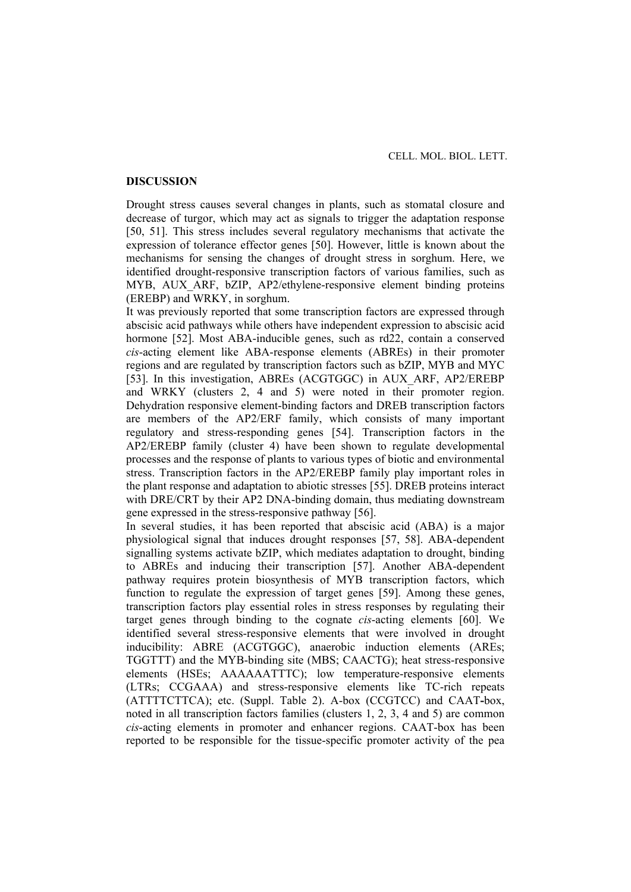## DISCUSSION

Drought stress causes several changes in plants, such as stomatal closure and decrease of turgor, which may act as signals to trigger the adaptation response [50, 51]. This stress includes several regulatory mechanisms that activate the expression of tolerance effector genes [50]. However, little is known about the mechanisms for sensing the changes of drought stress in sorghum. Here, we identified drought-responsive transcription factors of various families, such as MYB, AUX_ARF, bZIP, AP2/ethylene-responsive element binding proteins (EREBP) and WRKY, in sorghum.

It was previously reported that some transcription factors are expressed through abscisic acid pathways while others have independent expression to abscisic acid hormone [52]. Most ABA-inducible genes, such as rd22, contain a conserved *cis*-acting element like ABA-response elements (ABREs) in their promoter regions and are regulated by transcription factors such as bZIP, MYB and MYC [53]. In this investigation, ABREs (ACGTGGC) in AUX_ARF, AP2/EREBP and WRKY (clusters 2, 4 and 5) were noted in their promoter region. Dehydration responsive element-binding factors and DREB transcription factors are members of the AP2/ERF family, which consists of many important regulatory and stress-responding genes [54]. Transcription factors in the AP2/EREBP family (cluster 4) have been shown to regulate developmental processes and the response of plants to various types of biotic and environmental stress. Transcription factors in the AP2/EREBP family play important roles in the plant response and adaptation to abiotic stresses [55]. DREB proteins interact with DRE/CRT by their AP2 DNA-binding domain, thus mediating downstream gene expressed in the stress-responsive pathway [56].

In several studies, it has been reported that abscisic acid (ABA) is a major physiological signal that induces drought responses [57, 58]. ABA-dependent signalling systems activate bZIP, which mediates adaptation to drought, binding to ABREs and inducing their transcription [57]. Another ABA-dependent pathway requires protein biosynthesis of MYB transcription factors, which function to regulate the expression of target genes [59]. Among these genes, transcription factors play essential roles in stress responses by regulating their target genes through binding to the cognate *cis*-acting elements [60]. We identified several stress-responsive elements that were involved in drought inducibility: ABRE (ACGTGGC), anaerobic induction elements (AREs; TGGTTT) and the MYB-binding site (MBS; CAACTG); heat stress-responsive elements (HSEs; AAAAAATTTC); low temperature-responsive elements (LTRs; CCGAAA) and stress-responsive elements like TC-rich repeats (ATTTTCTTCA); etc. (Suppl. Table 2). A-box (CCGTCC) and CAAT-box, noted in all transcription factors families (clusters 1, 2, 3, 4 and 5) are common *cis*-acting elements in promoter and enhancer regions. CAAT-box has been reported to be responsible for the tissue-specific promoter activity of the pea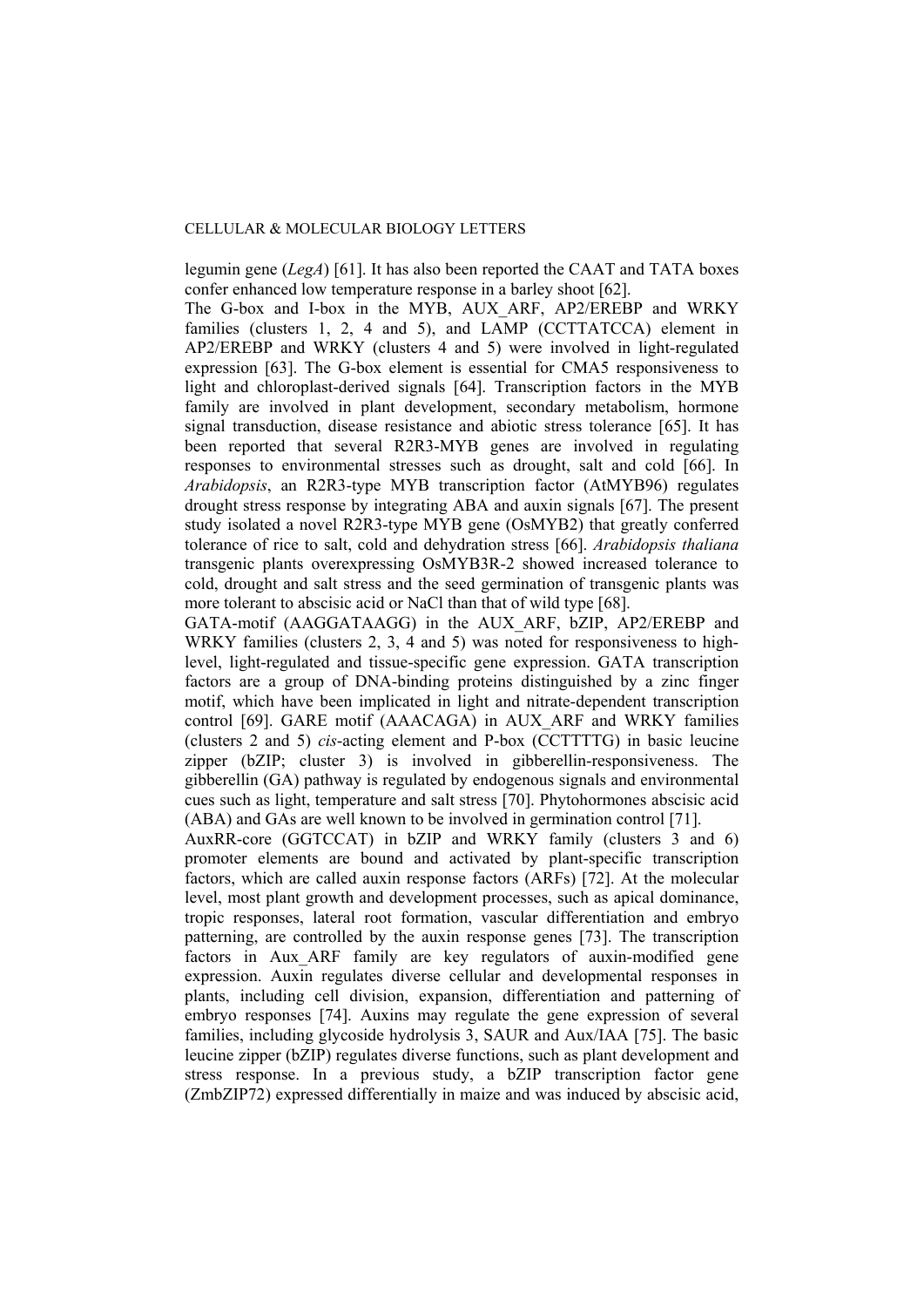legumin gene (*LegA*) [61]. It has also been reported the CAAT and TATA boxes confer enhanced low temperature response in a barley shoot [62].

The G-box and I-box in the MYB, AUX_ARF, AP2/EREBP and WRKY families (clusters 1, 2, 4 and 5), and LAMP (CCTTATCCA) element in AP2/EREBP and WRKY (clusters 4 and 5) were involved in light-regulated expression [63]. The G-box element is essential for CMA5 responsiveness to light and chloroplast-derived signals [64]. Transcription factors in the MYB family are involved in plant development, secondary metabolism, hormone signal transduction, disease resistance and abiotic stress tolerance [65]. It has been reported that several R2R3-MYB genes are involved in regulating responses to environmental stresses such as drought, salt and cold [66]. In *Arabidopsis*, an R2R3-type MYB transcription factor (AtMYB96) regulates drought stress response by integrating ABA and auxin signals [67]. The present study isolated a novel R2R3-type MYB gene (OsMYB2) that greatly conferred tolerance of rice to salt, cold and dehydration stress [66]. *Arabidopsis thaliana* transgenic plants overexpressing OsMYB3R-2 showed increased tolerance to cold, drought and salt stress and the seed germination of transgenic plants was more tolerant to abscisic acid or NaCl than that of wild type [68].

GATA-motif (AAGGATAAGG) in the AUX_ARF, bZIP, AP2/EREBP and WRKY families (clusters 2, 3, 4 and 5) was noted for responsiveness to high-level, light-regulated and tissue-specific gene expression. GATA transcription factors are a group of DNA-binding proteins distinguished by a zinc finger motif, which have been implicated in light and nitrate-dependent transcription control [69]. GARE motif (AAACAGA) in AUX_ARF and WRKY families (clusters 2 and 5) *cis*-acting element and P-box (CCTTTTG) in basic leucine zipper (bZIP; cluster 3) is involved in gibberellin-responsiveness. The gibberellin (GA) pathway is regulated by endogenous signals and environmental cues such as light, temperature and salt stress [70]. Phytohormones abscisic acid (ABA) and GAs are well known to be involved in germination control [71].

AuxRR-core (GGTCCAT) in bZIP and WRKY family (clusters 3 and 6) promoter elements are bound and activated by plant-specific transcription factors, which are called auxin response factors (ARFs) [72]. At the molecular level, most plant growth and development processes, such as apical dominance, tropic responses, lateral root formation, vascular differentiation and embryo patterning, are controlled by the auxin response genes [73]. The transcription factors in Aux_ARF family are key regulators of auxin-modified gene expression. Auxin regulates diverse cellular and developmental responses in plants, including cell division, expansion, differentiation and patterning of embryo responses [74]. Auxins may regulate the gene expression of several families, including glycoside hydrolysis 3, SAUR and Aux/IAA [75]. The basic leucine zipper (bZIP) regulates diverse functions, such as plant development and stress response. In a previous study, a bZIP transcription factor gene (ZmbZIP72) expressed differentially in maize and was induced by abscisic acid,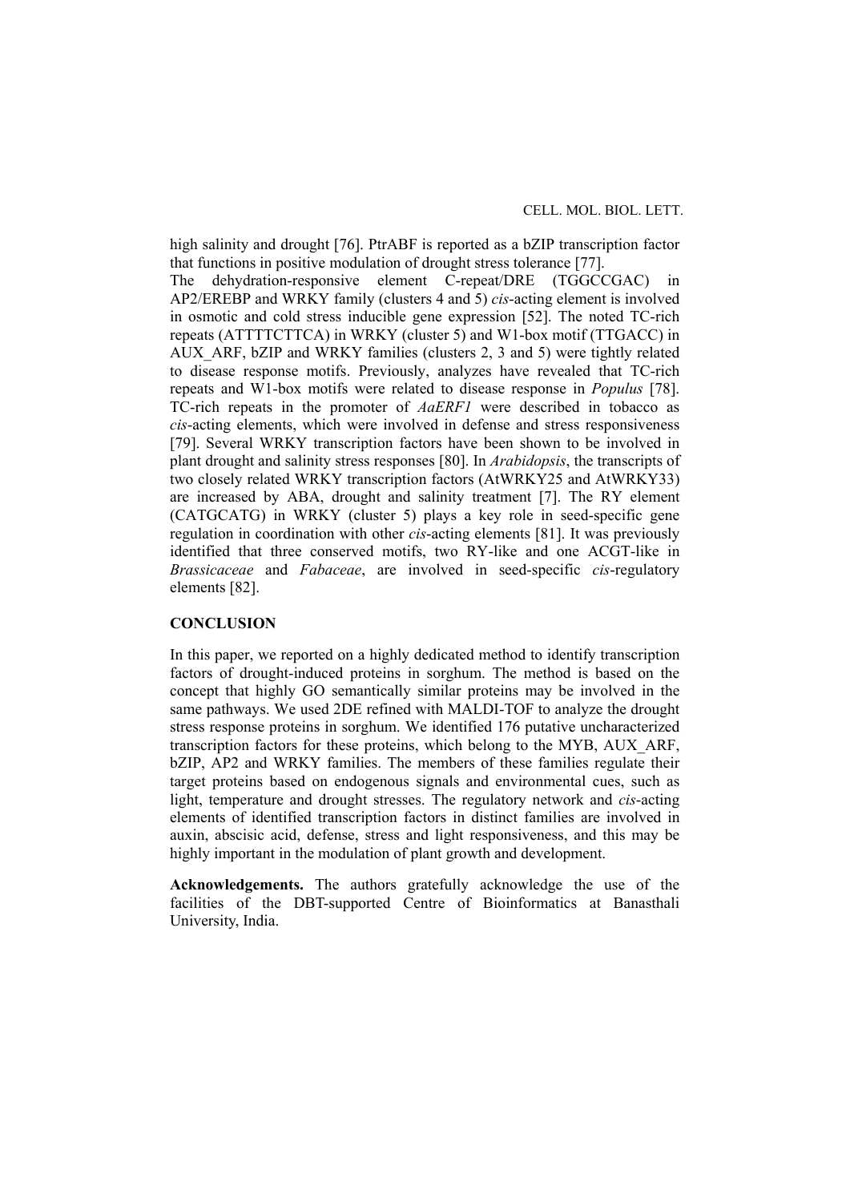high salinity and drought [76]. PtrABF is reported as a bZIP transcription factor that functions in positive modulation of drought stress tolerance [77].

The dehydration-responsive element C-repeat/DRE (TGGCCGAC) in AP2/EREBP and WRKY family (clusters 4 and 5) *cis*-acting element is involved in osmotic and cold stress inducible gene expression [52]. The noted TC-rich repeats (ATTTTCTTCA) in WRKY (cluster 5) and W1-box motif (TTGACC) in AUX_ARF, bZIP and WRKY families (clusters 2, 3 and 5) were tightly related to disease response motifs. Previously, analyzes have revealed that TC-rich repeats and W1-box motifs were related to disease response in *Populus* [78]. TC-rich repeats in the promoter of *AaERF1* were described in tobacco as *cis*-acting elements, which were involved in defense and stress responsiveness [79]. Several WRKY transcription factors have been shown to be involved in plant drought and salinity stress responses [80]. In *Arabidopsis*, the transcripts of two closely related WRKY transcription factors (AtWRKY25 and AtWRKY33) are increased by ABA, drought and salinity treatment [7]. The RY element (CATGCATG) in WRKY (cluster 5) plays a key role in seed-specific gene regulation in coordination with other *cis*-acting elements [81]. It was previously identified that three conserved motifs, two RY-like and one ACGT-like in *Brassicaceae* and *Fabaceae*, are involved in seed-specific *cis*-regulatory elements [82].

## CONCLUSION

In this paper, we reported on a highly dedicated method to identify transcription factors of drought-induced proteins in sorghum. The method is based on the concept that highly GO semantically similar proteins may be involved in the same pathways. We used 2DE refined with MALDI-TOF to analyze the drought stress response proteins in sorghum. We identified 176 putative uncharacterized transcription factors for these proteins, which belong to the MYB, AUX_ARF, bZIP, AP2 and WRKY families. The members of these families regulate their target proteins based on endogenous signals and environmental cues, such as light, temperature and drought stresses. The regulatory network and *cis*-acting elements of identified transcription factors in distinct families are involved in auxin, abscisic acid, defense, stress and light responsiveness, and this may be highly important in the modulation of plant growth and development.

**Acknowledgements.** The authors gratefully acknowledge the use of the facilities of the DBT-supported Centre of Bioinformatics at Banasthali University, India.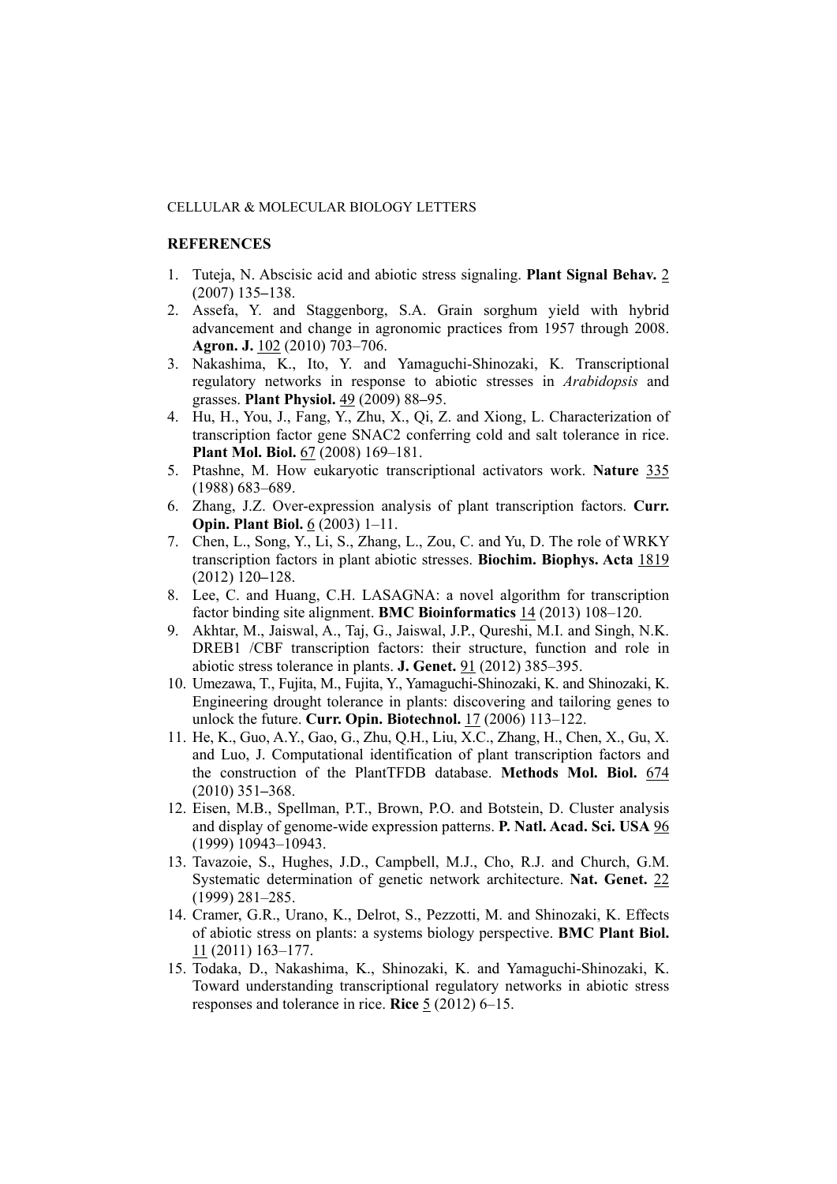## REFERENCES

1. Tuteja, N. Abscisic acid and abiotic stress signaling. **Plant Signal Behav.** 2 (2007) 135–138.
2. Assefa, Y. and Staggenborg, S.A. Grain sorghum yield with hybrid advancement and change in agronomic practices from 1957 through 2008. **Agron. J.** 102 (2010) 703–706.
3. Nakashima, K., Ito, Y. and Yamaguchi-Shinozaki, K. Transcriptional regulatory networks in response to abiotic stresses in *Arabidopsis* and grasses. **Plant Physiol.** 49 (2009) 88–95.
4. Hu, H., You, J., Fang, Y., Zhu, X., Qi, Z. and Xiong, L. Characterization of transcription factor gene SNAC2 conferring cold and salt tolerance in rice. **Plant Mol. Biol.** 67 (2008) 169–181.
5. Ptashne, M. How eukaryotic transcriptional activators work. **Nature** 335 (1988) 683–689.
6. Zhang, J.Z. Over-expression analysis of plant transcription factors. **Curr. Opin. Plant Biol.** 6 (2003) 1–11.
7. Chen, L., Song, Y., Li, S., Zhang, L., Zou, C. and Yu, D. The role of WRKY transcription factors in plant abiotic stresses. **Biochim. Biophys. Acta** 1819 (2012) 120–128.
8. Lee, C. and Huang, C.H. LASAGNA: a novel algorithm for transcription factor binding site alignment. **BMC Bioinformatics** 14 (2013) 108–120.
9. Akhtar, M., Jaiswal, A., Taj, G., Jaiswal, J.P., Qureshi, M.I. and Singh, N.K. DREB1 /CBF transcription factors: their structure, function and role in abiotic stress tolerance in plants. **J. Genet.** 91 (2012) 385–395.
10. Umezawa, T., Fujita, M., Fujita, Y., Yamaguchi-Shinozaki, K. and Shinozaki, K. Engineering drought tolerance in plants: discovering and tailoring genes to unlock the future. **Curr. Opin. Biotechnol.** 17 (2006) 113–122.
11. He, K., Guo, A.Y., Gao, G., Zhu, Q.H., Liu, X.C., Zhang, H., Chen, X., Gu, X. and Luo, J. Computational identification of plant transcription factors and the construction of the PlantTFDB database. **Methods Mol. Biol.** 674 (2010) 351–368.
12. Eisen, M.B., Spellman, P.T., Brown, P.O. and Botstein, D. Cluster analysis and display of genome-wide expression patterns. **P. Natl. Acad. Sci. USA** 96 (1999) 10943–10943.
13. Tavazoie, S., Hughes, J.D., Campbell, M.J., Cho, R.J. and Church, G.M. Systematic determination of genetic network architecture. **Nat. Genet.** 22 (1999) 281–285.
14. Cramer, G.R., Urano, K., Delrot, S., Pezzotti, M. and Shinozaki, K. Effects of abiotic stress on plants: a systems biology perspective. **BMC Plant Biol.** 11 (2011) 163–177.
15. Todaka, D., Nakashima, K., Shinozaki, K. and Yamaguchi-Shinozaki, K. Toward understanding transcriptional regulatory networks in abiotic stress responses and tolerance in rice. **Rice** 5 (2012) 6–15.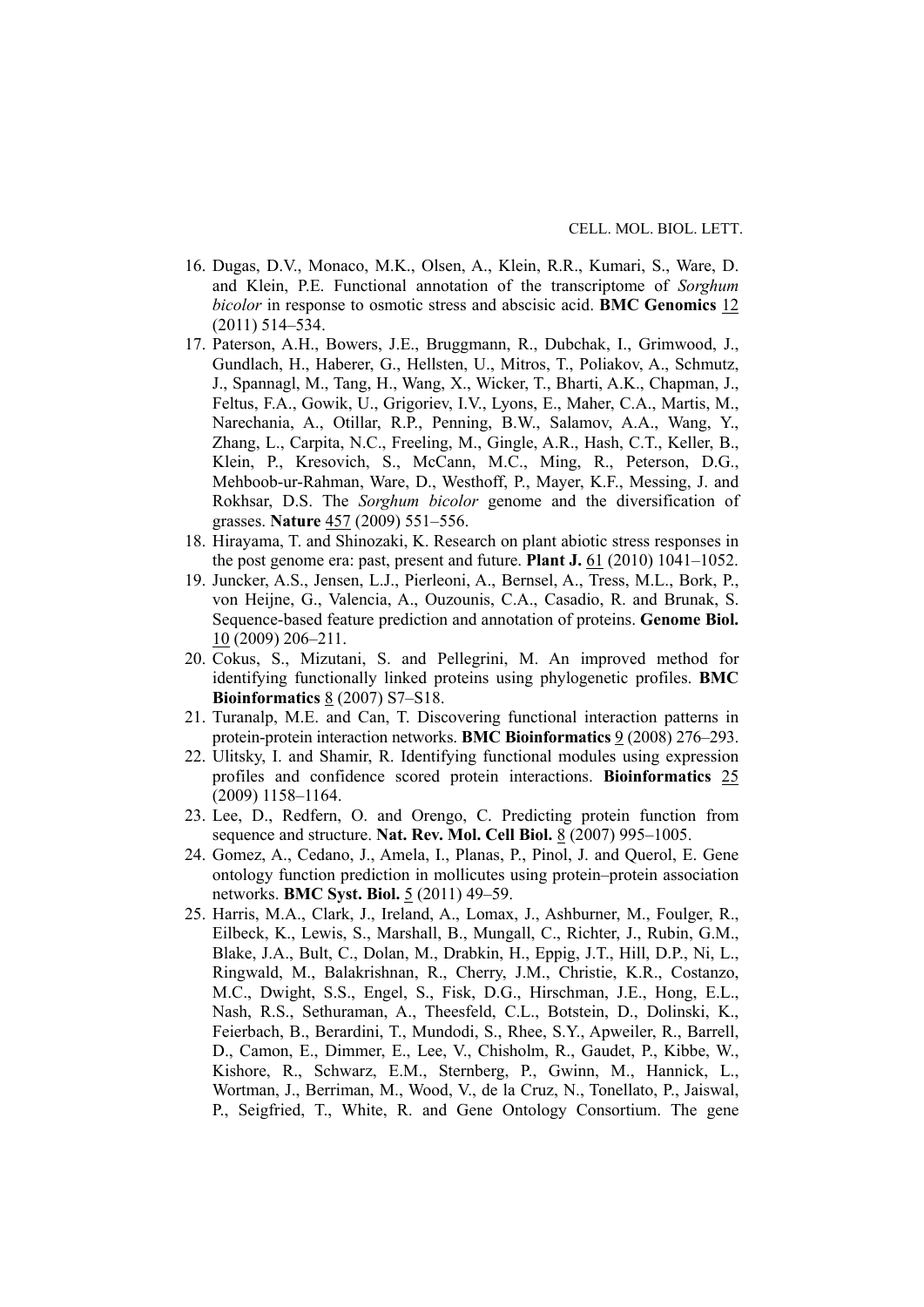16. Dugas, D.V., Monaco, M.K., Olsen, A., Klein, R.R., Kumari, S., Ware, D. and Klein, P.E. Functional annotation of the transcriptome of *Sorghum bicolor* in response to osmotic stress and abscisic acid. **BMC Genomics** 12 (2011) 514–534.
17. Paterson, A.H., Bowers, J.E., Bruggmann, R., Dubchak, I., Grimwood, J., Gundlach, H., Haberer, G., Hellsten, U., Mitros, T., Poliakov, A., Schmutz, J., Spannagl, M., Tang, H., Wang, X., Wicker, T., Bharti, A.K., Chapman, J., Feltus, F.A., Gowik, U., Grigoriev, I.V., Lyons, E., Maher, C.A., Martis, M., Narechania, A., Otillar, R.P., Penning, B.W., Salamov, A.A., Wang, Y., Zhang, L., Carpita, N.C., Freeling, M., Gingle, A.R., Hash, C.T., Keller, B., Klein, P., Kresovich, S., McCann, M.C., Ming, R., Peterson, D.G., Mehboob-ur-Rahman, Ware, D., Westhoff, P., Mayer, K.F., Messing, J. and Rokhsar, D.S. The *Sorghum bicolor* genome and the diversification of grasses. **Nature** 457 (2009) 551–556.
18. Hirayama, T. and Shinozaki, K. Research on plant abiotic stress responses in the post genome era: past, present and future. **Plant J.** 61 (2010) 1041–1052.
19. Juncker, A.S., Jensen, L.J., Pierleoni, A., Bernsel, A., Tress, M.L., Bork, P., von Heijne, G., Valencia, A., Ouzounis, C.A., Casadio, R. and Brunak, S. Sequence-based feature prediction and annotation of proteins. **Genome Biol.** 10 (2009) 206–211.
20. Cokus, S., Mizutani, S. and Pellegrini, M. An improved method for identifying functionally linked proteins using phylogenetic profiles. **BMC Bioinformatics** 8 (2007) S7–S18.
21. Turanalp, M.E. and Can, T. Discovering functional interaction patterns in protein-protein interaction networks. **BMC Bioinformatics** 9 (2008) 276–293.
22. Ulitsky, I. and Shamir, R. Identifying functional modules using expression profiles and confidence scored protein interactions. **Bioinformatics** 25 (2009) 1158–1164.
23. Lee, D., Redfern, O. and Orengo, C. Predicting protein function from sequence and structure. **Nat. Rev. Mol. Cell Biol.** 8 (2007) 995–1005.
24. Gomez, A., Cedano, J., Amela, I., Planas, P., Pinol, J. and Querol, E. Gene ontology function prediction in mollicutes using protein–protein association networks. **BMC Syst. Biol.** 5 (2011) 49–59.
25. Harris, M.A., Clark, J., Ireland, A., Lomax, J., Ashburner, M., Foulger, R., Eilbeck, K., Lewis, S., Marshall, B., Mungall, C., Richter, J., Rubin, G.M., Blake, J.A., Bult, C., Dolan, M., Drabkin, H., Eppig, J.T., Hill, D.P., Ni, L., Ringwald, M., Balakrishnan, R., Cherry, J.M., Christie, K.R., Costanzo, M.C., Dwight, S.S., Engel, S., Fisk, D.G., Hirschman, J.E., Hong, E.L., Nash, R.S., Sethuraman, A., Theesfeld, C.L., Botstein, D., Dolinski, K., Feierbach, B., Berardini, T., Mundodi, S., Rhee, S.Y., Apweiler, R., Barrell, D., Camon, E., Dimmer, E., Lee, V., Chisholm, R., Gaudet, P., Kibbe, W., Kishore, R., Schwarz, E.M., Sternberg, P., Gwinn, M., Hannick, L., Wortman, J., Berriman, M., Wood, V., de la Cruz, N., Tonellato, P., Jaiswal, P., Seigfried, T., White, R. and Gene Ontology Consortium. The gene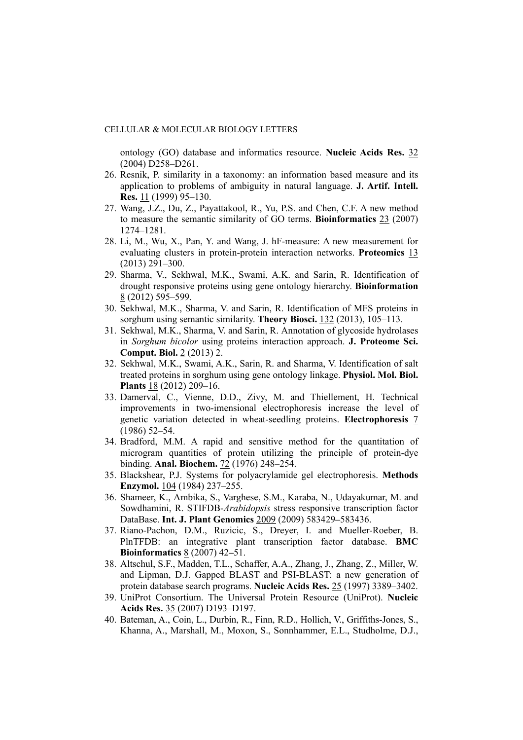ontology (GO) database and informatics resource. **Nucleic Acids Res.** 32 (2004) D258–D261.

26. Resnik, P. similarity in a taxonomy: an information based measure and its application to problems of ambiguity in natural language. **J. Artif. Intell. Res.** 11 (1999) 95–130.
27. Wang, J.Z., Du, Z., Payattakool, R., Yu, P.S. and Chen, C.F. A new method to measure the semantic similarity of GO terms. **Bioinformatics** 23 (2007) 1274–1281.
28. Li, M., Wu, X., Pan, Y. and Wang, J. hF-measure: A new measurement for evaluating clusters in protein-protein interaction networks. **Proteomics** 13 (2013) 291–300.
29. Sharma, V., Sekhwal, M.K., Swami, A.K. and Sarin, R. Identification of drought responsive proteins using gene ontology hierarchy. **Bioinformation** 8 (2012) 595–599.
30. Sekhwal, M.K., Sharma, V. and Sarin, R. Identification of MFS proteins in sorghum using semantic similarity. **Theory Biosci.** 132 (2013), 105–113.
31. Sekhwal, M.K., Sharma, V. and Sarin, R. Annotation of glycoside hydrolases in *Sorghum bicolor* using proteins interaction approach. **J. Proteome Sci. Comput. Biol.** 2 (2013) 2.
32. Sekhwal, M.K., Swami, A.K., Sarin, R. and Sharma, V. Identification of salt treated proteins in sorghum using gene ontology linkage. **Physiol. Mol. Biol. Plants** 18 (2012) 209–16.
33. Damerval, C., Vienne, D.D., Zivy, M. and Thiellement, H. Technical improvements in two-imensional electrophoresis increase the level of genetic variation detected in wheat-seedling proteins. **Electrophoresis** 7 (1986) 52–54.
34. Bradford, M.M. A rapid and sensitive method for the quantitation of microgram quantities of protein utilizing the principle of protein-dye binding. **Anal. Biochem.** 72 (1976) 248–254.
35. Blackshear, P.J. Systems for polyacrylamide gel electrophoresis. **Methods Enzymol.** 104 (1984) 237–255.
36. Shameer, K., Ambika, S., Varghese, S.M., Karaba, N., Udayakumar, M. and Sowdhamini, R. STIFDB-*Arabidopsis* stress responsive transcription factor DataBase. **Int. J. Plant Genomics** 2009 (2009) 583429–583436.
37. Riano-Pachon, D.M., Ruzicic, S., Dreyer, I. and Mueller-Roeber, B. PlnTFDB: an integrative plant transcription factor database. **BMC Bioinformatics** 8 (2007) 42–51.
38. Altschul, S.F., Madden, T.L., Schaffer, A.A., Zhang, J., Zhang, Z., Miller, W. and Lipman, D.J. Gapped BLAST and PSI-BLAST: a new generation of protein database search programs. **Nucleic Acids Res.** 25 (1997) 3389–3402.
39. UniProt Consortium. The Universal Protein Resource (UniProt). **Nucleic Acids Res.** 35 (2007) D193–D197.
40. Bateman, A., Coin, L., Durbin, R., Finn, R.D., Hollich, V., Griffiths-Jones, S., Khanna, A., Marshall, M., Moxon, S., Sonnhammer, E.L., Studholme, D.J.,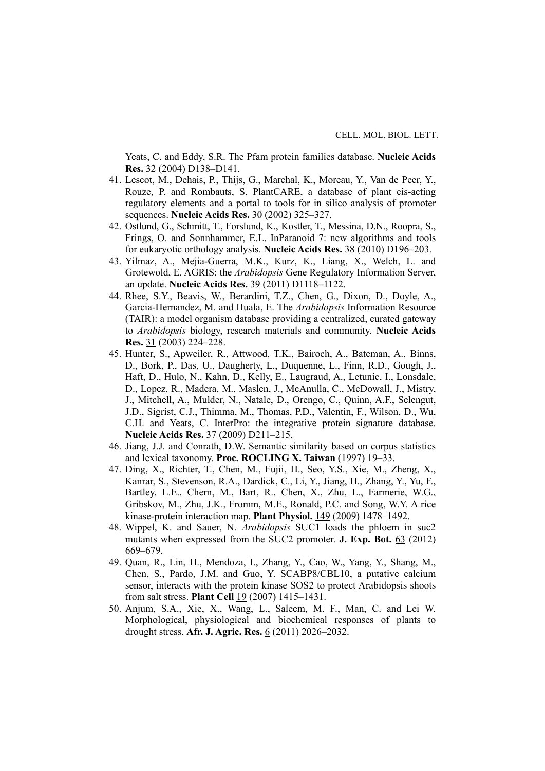Yeats, C. and Eddy, S.R. The Pfam protein families database. **Nucleic Acids Res.** 32 (2004) D138–D141.

41. Lescot, M., Dehais, P., Thijs, G., Marchal, K., Moreau, Y., Van de Peer, Y., Rouze, P. and Rombauts, S. PlantCARE, a database of plant cis-acting regulatory elements and a portal to tools for in silico analysis of promoter sequences. **Nucleic Acids Res.** 30 (2002) 325–327.
42. Ostlund, G., Schmitt, T., Forslund, K., Kostler, T., Messina, D.N., Roopra, S., Frings, O. and Sonnhammer, E.L. InParanoid 7: new algorithms and tools for eukaryotic orthology analysis. **Nucleic Acids Res.** 38 (2010) D196–203.
43. Yilmaz, A., Mejia-Guerra, M.K., Kurz, K., Liang, X., Welch, L. and Grotewold, E. AGRIS: the *Arabidopsis* Gene Regulatory Information Server, an update. **Nucleic Acids Res.** 39 (2011) D1118–1122.
44. Rhee, S.Y., Beavis, W., Berardini, T.Z., Chen, G., Dixon, D., Doyle, A., Garcia-Hernandez, M. and Huala, E. The *Arabidopsis* Information Resource (TAIR): a model organism database providing a centralized, curated gateway to *Arabidopsis* biology, research materials and community. **Nucleic Acids Res.** 31 (2003) 224–228.
45. Hunter, S., Apweiler, R., Attwood, T.K., Bairoch, A., Bateman, A., Binns, D., Bork, P., Das, U., Daugherty, L., Duquenne, L., Finn, R.D., Gough, J., Haft, D., Hulo, N., Kahn, D., Kelly, E., Laugraud, A., Letunic, I., Lonsdale, D., Lopez, R., Madera, M., Maslen, J., McAnulla, C., McDowall, J., Mistry, J., Mitchell, A., Mulder, N., Natale, D., Orengo, C., Quinn, A.F., Selengut, J.D., Sigrist, C.J., Thimma, M., Thomas, P.D., Valentin, F., Wilson, D., Wu, C.H. and Yeats, C. InterPro: the integrative protein signature database. **Nucleic Acids Res.** 37 (2009) D211–215.
46. Jiang, J.J. and Conrath, D.W. Semantic similarity based on corpus statistics and lexical taxonomy. **Proc. ROCLING X. Taiwan** (1997) 19–33.
47. Ding, X., Richter, T., Chen, M., Fujii, H., Seo, Y.S., Xie, M., Zheng, X., Kanrar, S., Stevenson, R.A., Dardick, C., Li, Y., Jiang, H., Zhang, Y., Yu, F., Bartley, L.E., Chern, M., Bart, R., Chen, X., Zhu, L., Farmerie, W.G., Gribskov, M., Zhu, J.K., Fromm, M.E., Ronald, P.C. and Song, W.Y. A rice kinase-protein interaction map. **Plant Physiol.** 149 (2009) 1478–1492.
48. Wippel, K. and Sauer, N. *Arabidopsis* SUC1 loads the phloem in suc2 mutants when expressed from the SUC2 promoter. **J. Exp. Bot.** 63 (2012) 669–679.
49. Quan, R., Lin, H., Mendoza, I., Zhang, Y., Cao, W., Yang, Y., Shang, M., Chen, S., Pardo, J.M. and Guo, Y. SCABP8/CBL10, a putative calcium sensor, interacts with the protein kinase SOS2 to protect Arabidopsis shoots from salt stress. **Plant Cell** 19 (2007) 1415–1431.
50. Anjum, S.A., Xie, X., Wang, L., Saleem, M. F., Man, C. and Lei W. Morphological, physiological and biochemical responses of plants to drought stress. **Afr. J. Agric. Res.** 6 (2011) 2026–2032.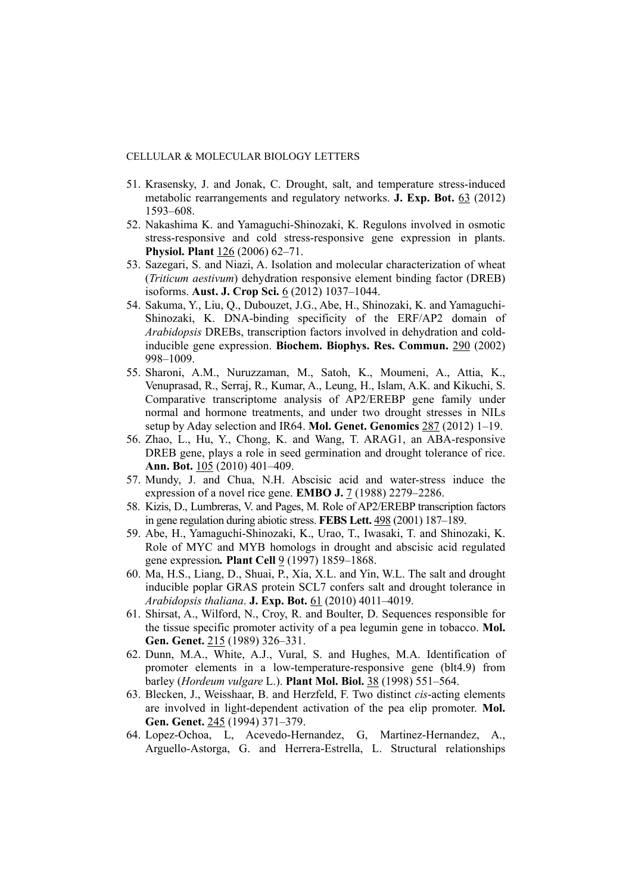51. Krasensky, J. and Jonak, C. Drought, salt, and temperature stress-induced metabolic rearrangements and regulatory networks. **J. Exp. Bot.** 63 (2012) 1593–608.
52. Nakashima K. and Yamaguchi-Shinozaki, K. Regulons involved in osmotic stress-responsive and cold stress-responsive gene expression in plants. **Physiol. Plant** 126 (2006) 62–71.
53. Sazegari, S. and Niazi, A. Isolation and molecular characterization of wheat (*Triticum aestivum*) dehydration responsive element binding factor (DREB) isoforms. **Aust. J. Crop Sci.** 6 (2012) 1037–1044.
54. Sakuma, Y., Liu, Q., Dubouzet, J.G., Abe, H., Shinozaki, K. and Yamaguchi-Shinozaki, K. DNA-binding specificity of the ERF/AP2 domain of *Arabidopsis* DREBs, transcription factors involved in dehydration and cold-inducible gene expression. **Biochem. Biophys. Res. Commun.** 290 (2002) 998–1009.
55. Sharoni, A.M., Nuruzzaman, M., Satoh, K., Moumeni, A., Attia, K., Venuprasad, R., Serraj, R., Kumar, A., Leung, H., Islam, A.K. and Kikuchi, S. Comparative transcriptome analysis of AP2/EREBP gene family under normal and hormone treatments, and under two drought stresses in NILs setup by Aday selection and IR64. **Mol. Genet. Genomics** 287 (2012) 1–19.
56. Zhao, L., Hu, Y., Chong, K. and Wang, T. ARAG1, an ABA-responsive DREB gene, plays a role in seed germination and drought tolerance of rice. **Ann. Bot.** 105 (2010) 401–409.
57. Mundy, J. and Chua, N.H. Abscisic acid and water-stress induce the expression of a novel rice gene. **EMBO J.** 7 (1988) 2279–2286.
58. Kizis, D., Lumbreras, V. and Pages, M. Role of AP2/EREBP transcription factors in gene regulation during abiotic stress. **FEBS Lett.** 498 (2001) 187–189.
59. Abe, H., Yamaguchi-Shinozaki, K., Urao, T., Iwasaki, T. and Shinozaki, K. Role of MYC and MYB homologs in drought and abscisic acid regulated gene expression**.** **Plant Cell** 9 (1997) 1859–1868.
60. Ma, H.S., Liang, D., Shuai, P., Xia, X.L. and Yin, W.L. The salt and drought inducible poplar GRAS protein SCL7 confers salt and drought tolerance in *Arabidopsis thaliana*. **J. Exp. Bot.** 61 (2010) 4011–4019.
61. Shirsat, A., Wilford, N., Croy, R. and Boulter, D. Sequences responsible for the tissue specific promoter activity of a pea legumin gene in tobacco. **Mol. Gen. Genet.** 215 (1989) 326–331.
62. Dunn, M.A., White, A.J., Vural, S. and Hughes, M.A. Identification of promoter elements in a low-temperature-responsive gene (blt4.9) from barley (*Hordeum vulgare* L.). **Plant Mol. Biol.** 38 (1998) 551–564.
63. Blecken, J., Weisshaar, B. and Herzfeld, F. Two distinct *cis*-acting elements are involved in light-dependent activation of the pea elip promoter. **Mol. Gen. Genet.** 245 (1994) 371–379.
64. Lopez-Ochoa, L, Acevedo-Hernandez, G, Martinez-Hernandez, A., Arguello-Astorga, G. and Herrera-Estrella, L. Structural relationships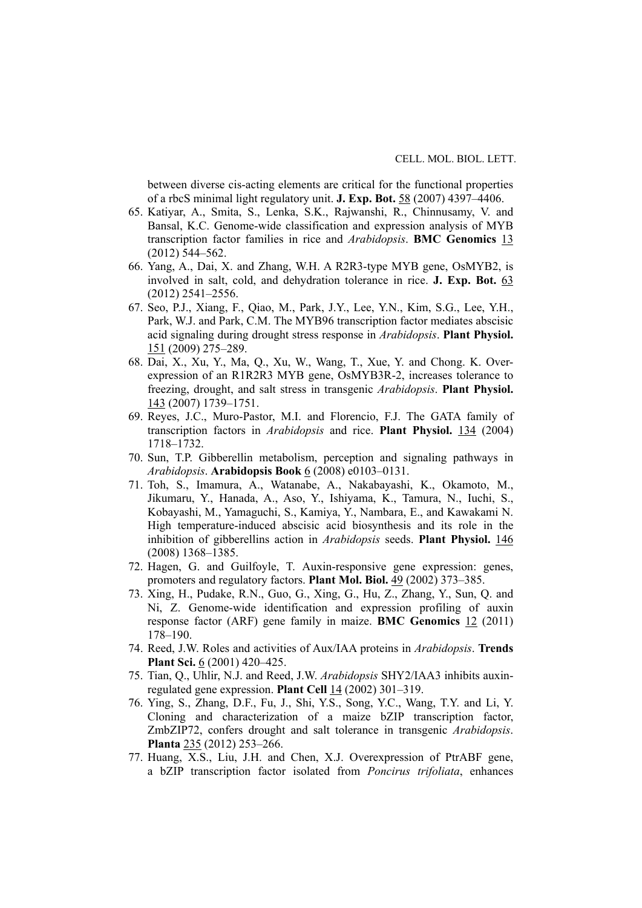between diverse cis-acting elements are critical for the functional properties of a rbcS minimal light regulatory unit. **J. Exp. Bot.** 58 (2007) 4397–4406.

65. Katiyar, A., Smita, S., Lenka, S.K., Rajwanshi, R., Chinnusamy, V. and Bansal, K.C. Genome-wide classification and expression analysis of MYB transcription factor families in rice and *Arabidopsis*. **BMC Genomics** 13 (2012) 544–562.
66. Yang, A., Dai, X. and Zhang, W.H. A R2R3-type MYB gene, OsMYB2, is involved in salt, cold, and dehydration tolerance in rice. **J. Exp. Bot.** 63 (2012) 2541–2556.
67. Seo, P.J., Xiang, F., Qiao, M., Park, J.Y., Lee, Y.N., Kim, S.G., Lee, Y.H., Park, W.J. and Park, C.M. The MYB96 transcription factor mediates abscisic acid signaling during drought stress response in *Arabidopsis*. **Plant Physiol.** 151 (2009) 275–289.
68. Dai, X., Xu, Y., Ma, Q., Xu, W., Wang, T., Xue, Y. and Chong. K. Overexpression of an R1R2R3 MYB gene, OsMYB3R-2, increases tolerance to freezing, drought, and salt stress in transgenic *Arabidopsis*. **Plant Physiol.** 143 (2007) 1739–1751.
69. Reyes, J.C., Muro-Pastor, M.I. and Florencio, F.J. The GATA family of transcription factors in *Arabidopsis* and rice. **Plant Physiol.** 134 (2004) 1718–1732.
70. Sun, T.P. Gibberellin metabolism, perception and signaling pathways in *Arabidopsis*. **Arabidopsis Book** 6 (2008) e0103–0131.
71. Toh, S., Imamura, A., Watanabe, A., Nakabayashi, K., Okamoto, M., Jikumaru, Y., Hanada, A., Aso, Y., Ishiyama, K., Tamura, N., Iuchi, S., Kobayashi, M., Yamaguchi, S., Kamiya, Y., Nambara, E., and Kawakami N. High temperature-induced abscisic acid biosynthesis and its role in the inhibition of gibberellins action in *Arabidopsis* seeds. **Plant Physiol.** 146 (2008) 1368–1385.
72. Hagen, G. and Guilfoyle, T. Auxin-responsive gene expression: genes, promoters and regulatory factors. **Plant Mol. Biol.** 49 (2002) 373–385.
73. Xing, H., Pudake, R.N., Guo, G., Xing, G., Hu, Z., Zhang, Y., Sun, Q. and Ni, Z. Genome-wide identification and expression profiling of auxin response factor (ARF) gene family in maize. **BMC Genomics** 12 (2011) 178–190.
74. Reed, J.W. Roles and activities of Aux/IAA proteins in *Arabidopsis*. **Trends Plant Sci.** 6 (2001) 420–425.
75. Tian, Q., Uhlir, N.J. and Reed, J.W. *Arabidopsis* SHY2/IAA3 inhibits auxin-regulated gene expression. **Plant Cell** 14 (2002) 301–319.
76. Ying, S., Zhang, D.F., Fu, J., Shi, Y.S., Song, Y.C., Wang, T.Y. and Li, Y. Cloning and characterization of a maize bZIP transcription factor, ZmbZIP72, confers drought and salt tolerance in transgenic *Arabidopsis*. **Planta** 235 (2012) 253–266.
77. Huang, X.S., Liu, J.H. and Chen, X.J. Overexpression of PtrABF gene, a bZIP transcription factor isolated from *Poncirus trifoliata*, enhances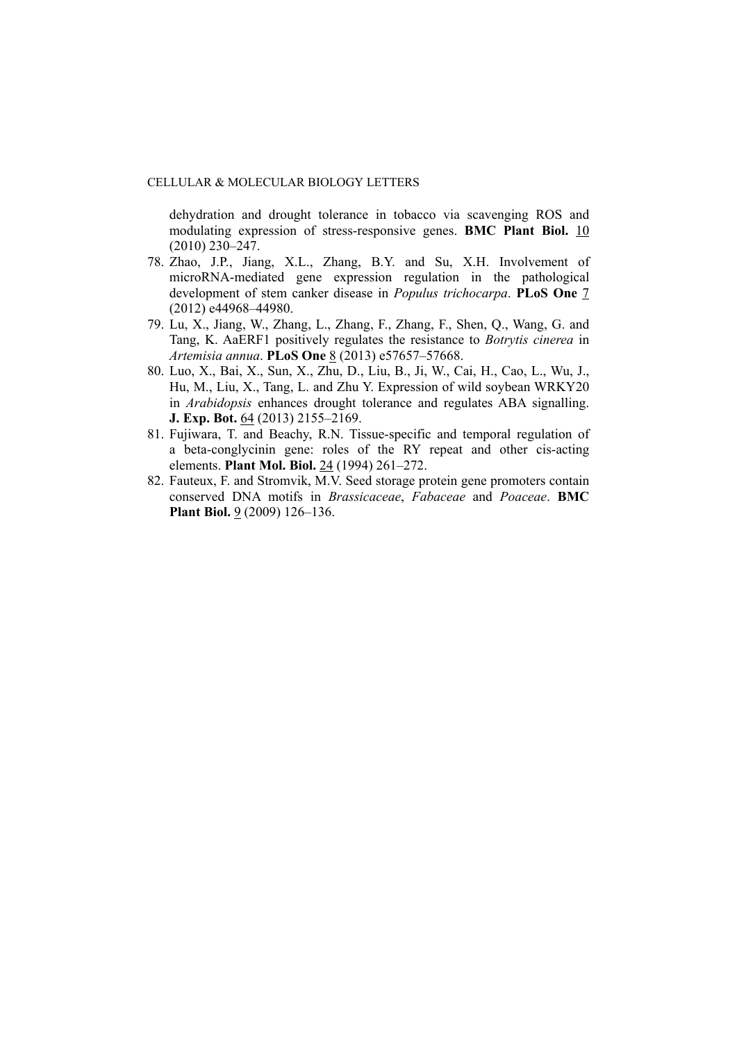dehydration and drought tolerance in tobacco via scavenging ROS and modulating expression of stress-responsive genes. **BMC Plant Biol.** 10 (2010) 230–247.

78. Zhao, J.P., Jiang, X.L., Zhang, B.Y. and Su, X.H. Involvement of microRNA-mediated gene expression regulation in the pathological development of stem canker disease in *Populus trichocarpa*. **PLoS One** 7 (2012) e44968–44980.
79. Lu, X., Jiang, W., Zhang, L., Zhang, F., Zhang, F., Shen, Q., Wang, G. and Tang, K. AaERF1 positively regulates the resistance to *Botrytis cinerea* in *Artemisia annua*. **PLoS One** 8 (2013) e57657–57668.
80. Luo, X., Bai, X., Sun, X., Zhu, D., Liu, B., Ji, W., Cai, H., Cao, L., Wu, J., Hu, M., Liu, X., Tang, L. and Zhu Y. Expression of wild soybean WRKY20 in *Arabidopsis* enhances drought tolerance and regulates ABA signalling. **J. Exp. Bot.** 64 (2013) 2155–2169.
81. Fujiwara, T. and Beachy, R.N. Tissue-specific and temporal regulation of a beta-conglycinin gene: roles of the RY repeat and other cis-acting elements. **Plant Mol. Biol.** 24 (1994) 261–272.
82. Fauteux, F. and Stromvik, M.V. Seed storage protein gene promoters contain conserved DNA motifs in *Brassicaceae*, *Fabaceae* and *Poaceae*. **BMC Plant Biol.** 9 (2009) 126–136.